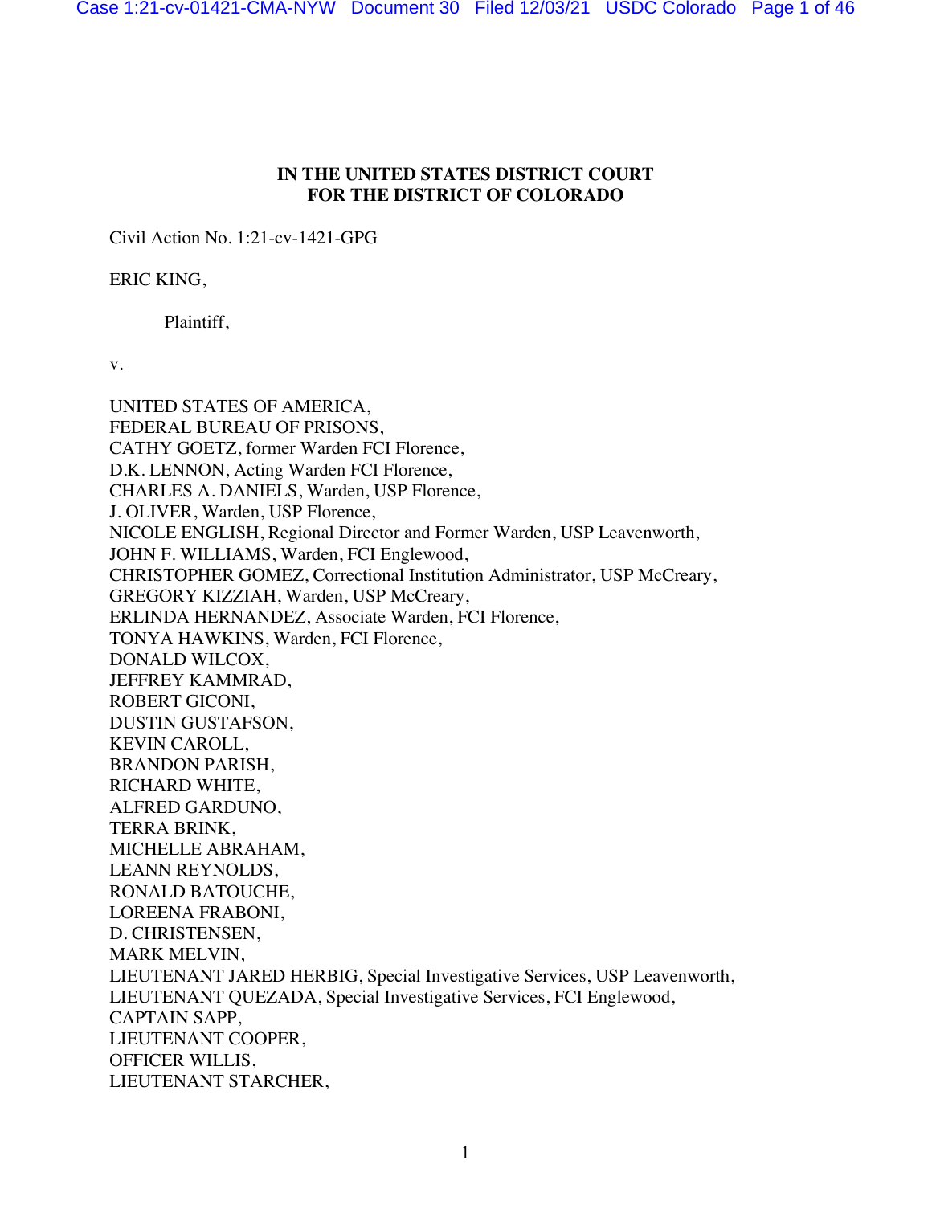**IN THE UNITED STATES DISTRICT COURT**
**FOR THE DISTRICT OF COLORADO**

Civil Action No. 1:21-cv-1421-GPG

ERIC KING,

Plaintiff,

v.

UNITED STATES OF AMERICA,
FEDERAL BUREAU OF PRISONS,
CATHY GOETZ, former Warden FCI Florence,
D.K. LENNON, Acting Warden FCI Florence,
CHARLES A. DANIELS, Warden, USP Florence,
J. OLIVER, Warden, USP Florence,
NICOLE ENGLISH, Regional Director and Former Warden, USP Leavenworth,
JOHN F. WILLIAMS, Warden, FCI Englewood,
CHRISTOPHER GOMEZ, Correctional Institution Administrator, USP McCreary,
GREGORY KIZZIAH, Warden, USP McCreary,
ERLINDA HERNANDEZ, Associate Warden, FCI Florence,
TONYA HAWKINS, Warden, FCI Florence,
DONALD WILCOX,
JEFFREY KAMMRAD,
ROBERT GICONI,
DUSTIN GUSTAFSON,
KEVIN CAROLL,
BRANDON PARISH,
RICHARD WHITE,
ALFRED GARDUNO,
TERRA BRINK,
MICHELLE ABRAHAM,
LEANN REYNOLDS,
RONALD BATOUCHE,
LOREENA FRABONI,
D. CHRISTENSEN,
MARK MELVIN,
LIEUTENANT JARED HERBIG, Special Investigative Services, USP Leavenworth,
LIEUTENANT QUEZADA, Special Investigative Services, FCI Englewood,
CAPTAIN SAPP,
LIEUTENANT COOPER,
OFFICER WILLIS,
LIEUTENANT STARCHER,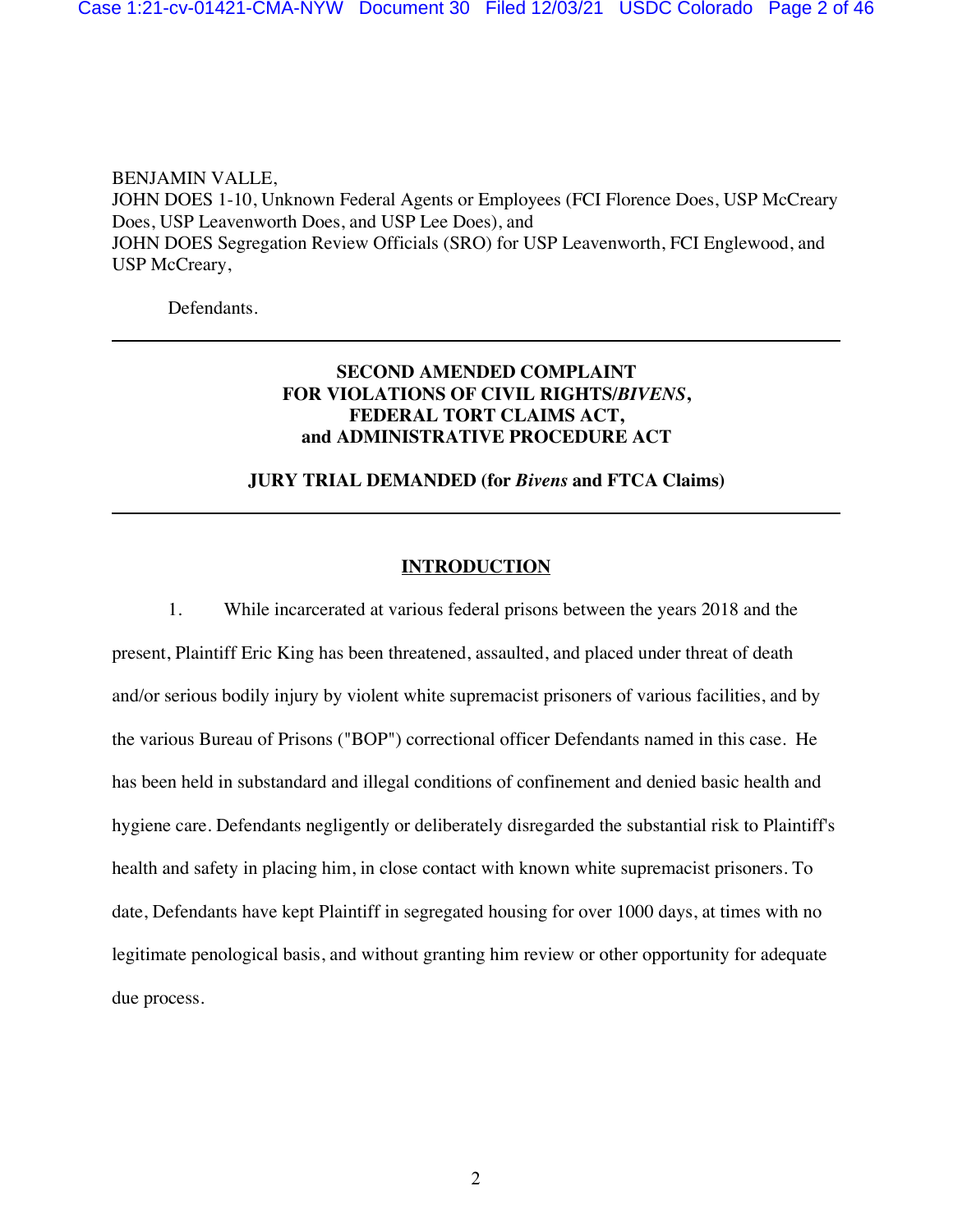BENJAMIN VALLE,
JOHN DOES 1-10, Unknown Federal Agents or Employees (FCI Florence Does, USP McCreary Does, USP Leavenworth Does, and USP Lee Does), and
JOHN DOES Segregation Review Officials (SRO) for USP Leavenworth, FCI Englewood, and USP McCreary,

Defendants.

---

**SECOND AMENDED COMPLAINT**
**FOR VIOLATIONS OF CIVIL RIGHTS/*BIVENS*,**
**FEDERAL TORT CLAIMS ACT,**
**and ADMINISTRATIVE PROCEDURE ACT**

**JURY TRIAL DEMANDED (for *Bivens* and FTCA Claims)**

---

## INTRODUCTION

1. While incarcerated at various federal prisons between the years 2018 and the present, Plaintiff Eric King has been threatened, assaulted, and placed under threat of death and/or serious bodily injury by violent white supremacist prisoners of various facilities, and by the various Bureau of Prisons ("BOP") correctional officer Defendants named in this case. He has been held in substandard and illegal conditions of confinement and denied basic health and hygiene care. Defendants negligently or deliberately disregarded the substantial risk to Plaintiff's health and safety in placing him, in close contact with known white supremacist prisoners. To date, Defendants have kept Plaintiff in segregated housing for over 1000 days, at times with no legitimate penological basis, and without granting him review or other opportunity for adequate due process.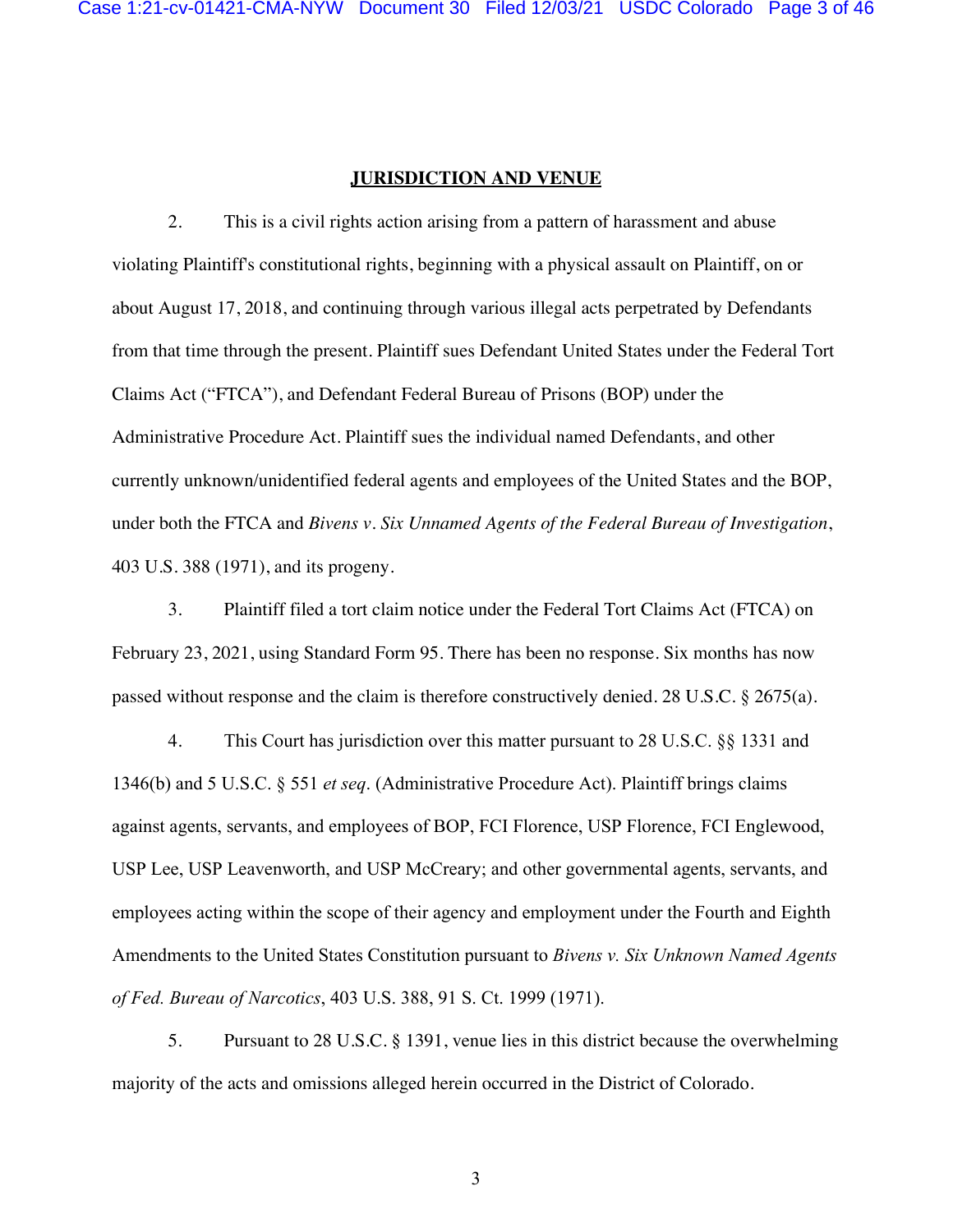## JURISDICTION AND VENUE

2. This is a civil rights action arising from a pattern of harassment and abuse violating Plaintiff's constitutional rights, beginning with a physical assault on Plaintiff, on or about August 17, 2018, and continuing through various illegal acts perpetrated by Defendants from that time through the present. Plaintiff sues Defendant United States under the Federal Tort Claims Act ("FTCA"), and Defendant Federal Bureau of Prisons (BOP) under the Administrative Procedure Act. Plaintiff sues the individual named Defendants, and other currently unknown/unidentified federal agents and employees of the United States and the BOP, under both the FTCA and *Bivens v. Six Unnamed Agents of the Federal Bureau of Investigation*, 403 U.S. 388 (1971), and its progeny.

3. Plaintiff filed a tort claim notice under the Federal Tort Claims Act (FTCA) on February 23, 2021, using Standard Form 95. There has been no response. Six months has now passed without response and the claim is therefore constructively denied. 28 U.S.C. § 2675(a).

4. This Court has jurisdiction over this matter pursuant to 28 U.S.C. §§ 1331 and 1346(b) and 5 U.S.C. § 551 *et seq.* (Administrative Procedure Act). Plaintiff brings claims against agents, servants, and employees of BOP, FCI Florence, USP Florence, FCI Englewood, USP Lee, USP Leavenworth, and USP McCreary; and other governmental agents, servants, and employees acting within the scope of their agency and employment under the Fourth and Eighth Amendments to the United States Constitution pursuant to *Bivens v. Six Unknown Named Agents of Fed. Bureau of Narcotics*, 403 U.S. 388, 91 S. Ct. 1999 (1971).

5. Pursuant to 28 U.S.C. § 1391, venue lies in this district because the overwhelming majority of the acts and omissions alleged herein occurred in the District of Colorado.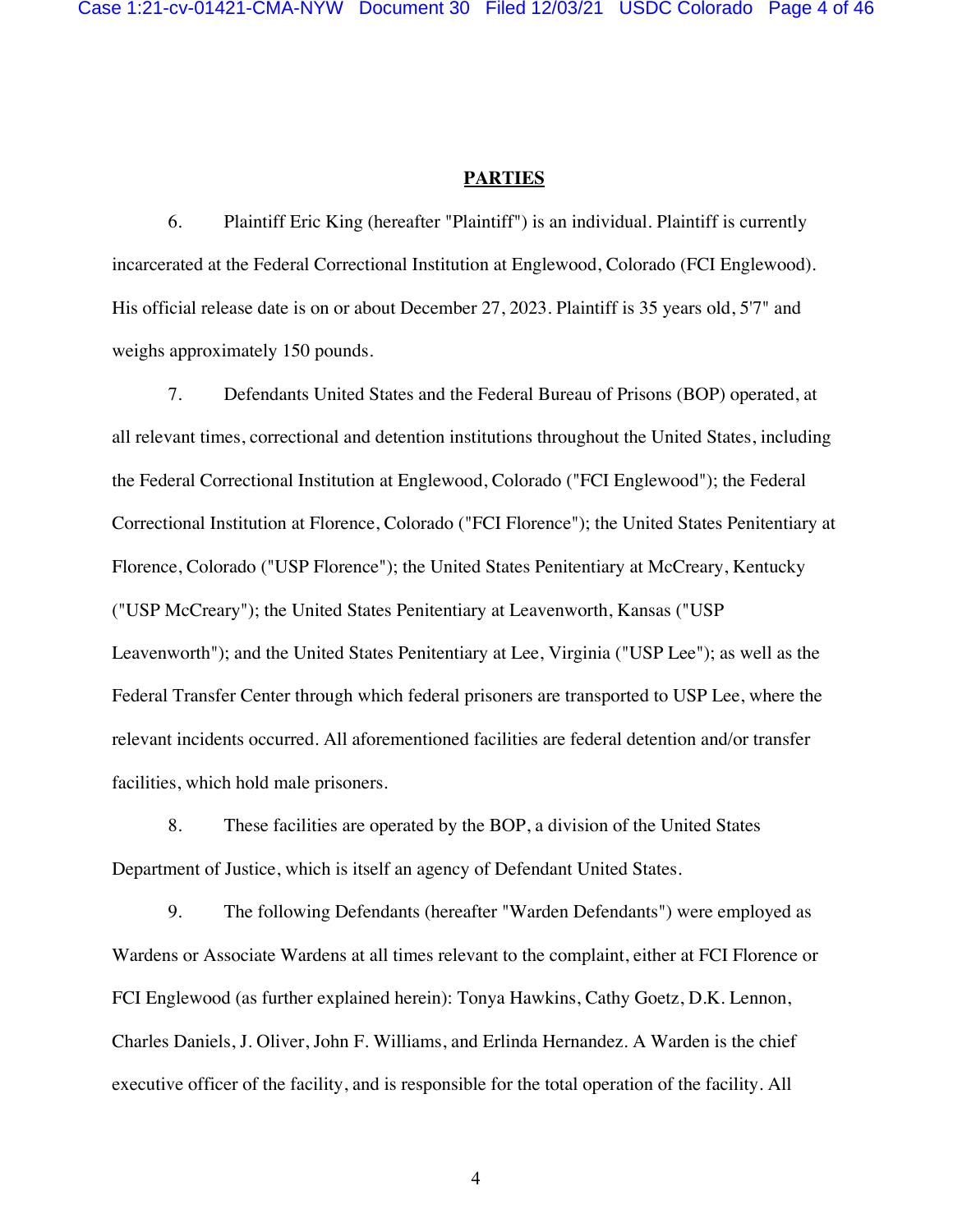## PARTIES

6. Plaintiff Eric King (hereafter "Plaintiff") is an individual. Plaintiff is currently incarcerated at the Federal Correctional Institution at Englewood, Colorado (FCI Englewood). His official release date is on or about December 27, 2023. Plaintiff is 35 years old, 5'7" and weighs approximately 150 pounds.

7. Defendants United States and the Federal Bureau of Prisons (BOP) operated, at all relevant times, correctional and detention institutions throughout the United States, including the Federal Correctional Institution at Englewood, Colorado ("FCI Englewood"); the Federal Correctional Institution at Florence, Colorado ("FCI Florence"); the United States Penitentiary at Florence, Colorado ("USP Florence"); the United States Penitentiary at McCreary, Kentucky ("USP McCreary"); the United States Penitentiary at Leavenworth, Kansas ("USP Leavenworth"); and the United States Penitentiary at Lee, Virginia ("USP Lee"); as well as the Federal Transfer Center through which federal prisoners are transported to USP Lee, where the relevant incidents occurred. All aforementioned facilities are federal detention and/or transfer facilities, which hold male prisoners.

8. These facilities are operated by the BOP, a division of the United States Department of Justice, which is itself an agency of Defendant United States.

9. The following Defendants (hereafter "Warden Defendants") were employed as Wardens or Associate Wardens at all times relevant to the complaint, either at FCI Florence or FCI Englewood (as further explained herein): Tonya Hawkins, Cathy Goetz, D.K. Lennon, Charles Daniels, J. Oliver, John F. Williams, and Erlinda Hernandez. A Warden is the chief executive officer of the facility, and is responsible for the total operation of the facility. All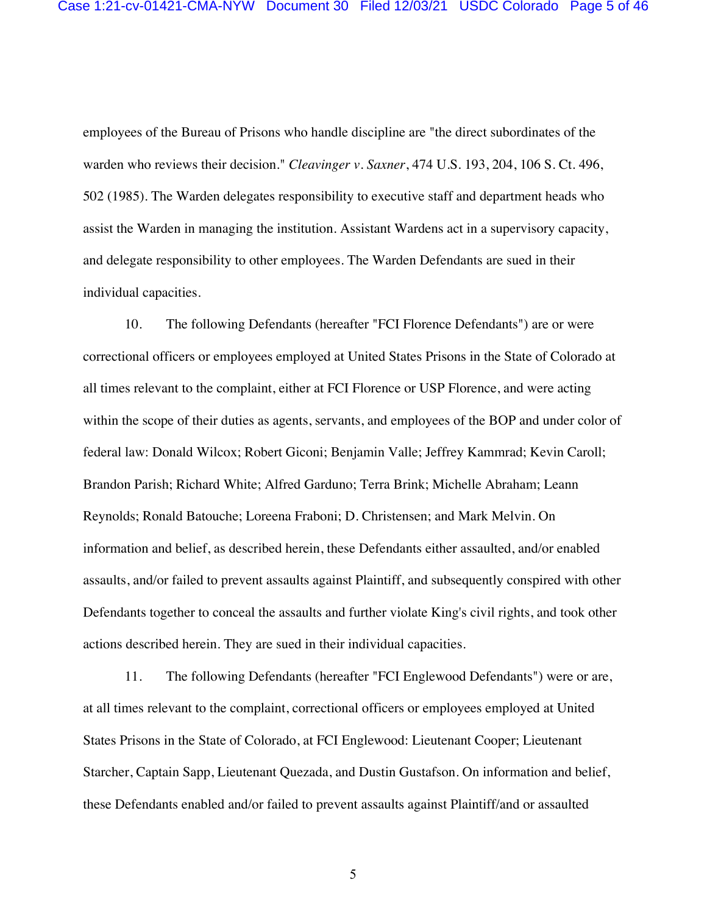employees of the Bureau of Prisons who handle discipline are "the direct subordinates of the warden who reviews their decision." *Cleavinger v. Saxner*, 474 U.S. 193, 204, 106 S. Ct. 496, 502 (1985). The Warden delegates responsibility to executive staff and department heads who assist the Warden in managing the institution. Assistant Wardens act in a supervisory capacity, and delegate responsibility to other employees. The Warden Defendants are sued in their individual capacities.

10. The following Defendants (hereafter "FCI Florence Defendants") are or were correctional officers or employees employed at United States Prisons in the State of Colorado at all times relevant to the complaint, either at FCI Florence or USP Florence, and were acting within the scope of their duties as agents, servants, and employees of the BOP and under color of federal law: Donald Wilcox; Robert Giconi; Benjamin Valle; Jeffrey Kammrad; Kevin Caroll; Brandon Parish; Richard White; Alfred Garduno; Terra Brink; Michelle Abraham; Leann Reynolds; Ronald Batouche; Loreena Fraboni; D. Christensen; and Mark Melvin. On information and belief, as described herein, these Defendants either assaulted, and/or enabled assaults, and/or failed to prevent assaults against Plaintiff, and subsequently conspired with other Defendants together to conceal the assaults and further violate King's civil rights, and took other actions described herein. They are sued in their individual capacities.

11. The following Defendants (hereafter "FCI Englewood Defendants") were or are, at all times relevant to the complaint, correctional officers or employees employed at United States Prisons in the State of Colorado, at FCI Englewood: Lieutenant Cooper; Lieutenant Starcher, Captain Sapp, Lieutenant Quezada, and Dustin Gustafson. On information and belief, these Defendants enabled and/or failed to prevent assaults against Plaintiff/and or assaulted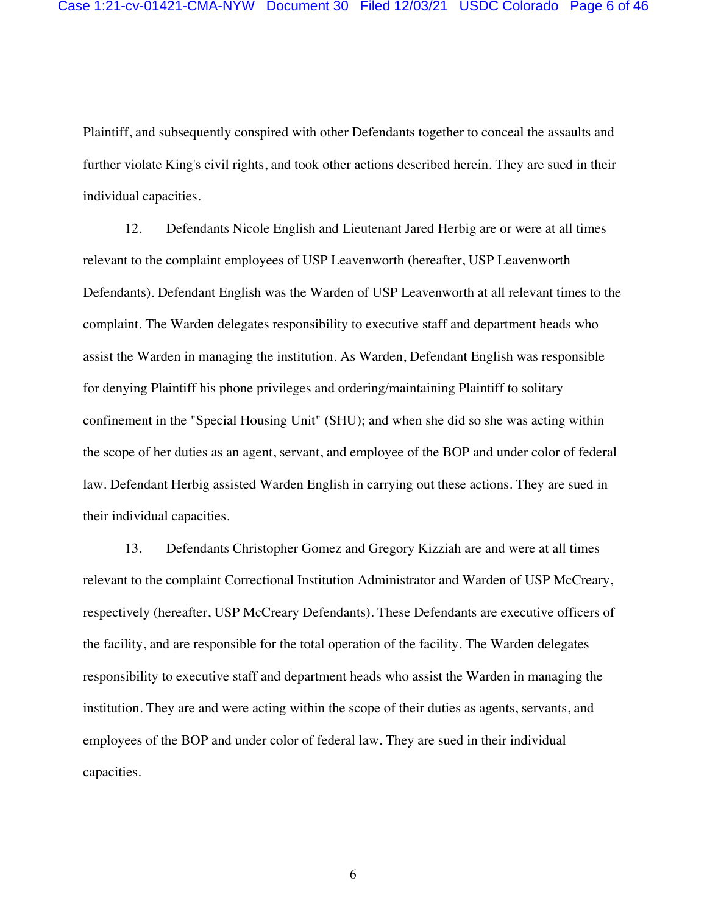Plaintiff, and subsequently conspired with other Defendants together to conceal the assaults and further violate King's civil rights, and took other actions described herein. They are sued in their individual capacities.

12. Defendants Nicole English and Lieutenant Jared Herbig are or were at all times relevant to the complaint employees of USP Leavenworth (hereafter, USP Leavenworth Defendants). Defendant English was the Warden of USP Leavenworth at all relevant times to the complaint. The Warden delegates responsibility to executive staff and department heads who assist the Warden in managing the institution. As Warden, Defendant English was responsible for denying Plaintiff his phone privileges and ordering/maintaining Plaintiff to solitary confinement in the "Special Housing Unit" (SHU); and when she did so she was acting within the scope of her duties as an agent, servant, and employee of the BOP and under color of federal law. Defendant Herbig assisted Warden English in carrying out these actions. They are sued in their individual capacities.

13. Defendants Christopher Gomez and Gregory Kizziah are and were at all times relevant to the complaint Correctional Institution Administrator and Warden of USP McCreary, respectively (hereafter, USP McCreary Defendants). These Defendants are executive officers of the facility, and are responsible for the total operation of the facility. The Warden delegates responsibility to executive staff and department heads who assist the Warden in managing the institution. They are and were acting within the scope of their duties as agents, servants, and employees of the BOP and under color of federal law. They are sued in their individual capacities.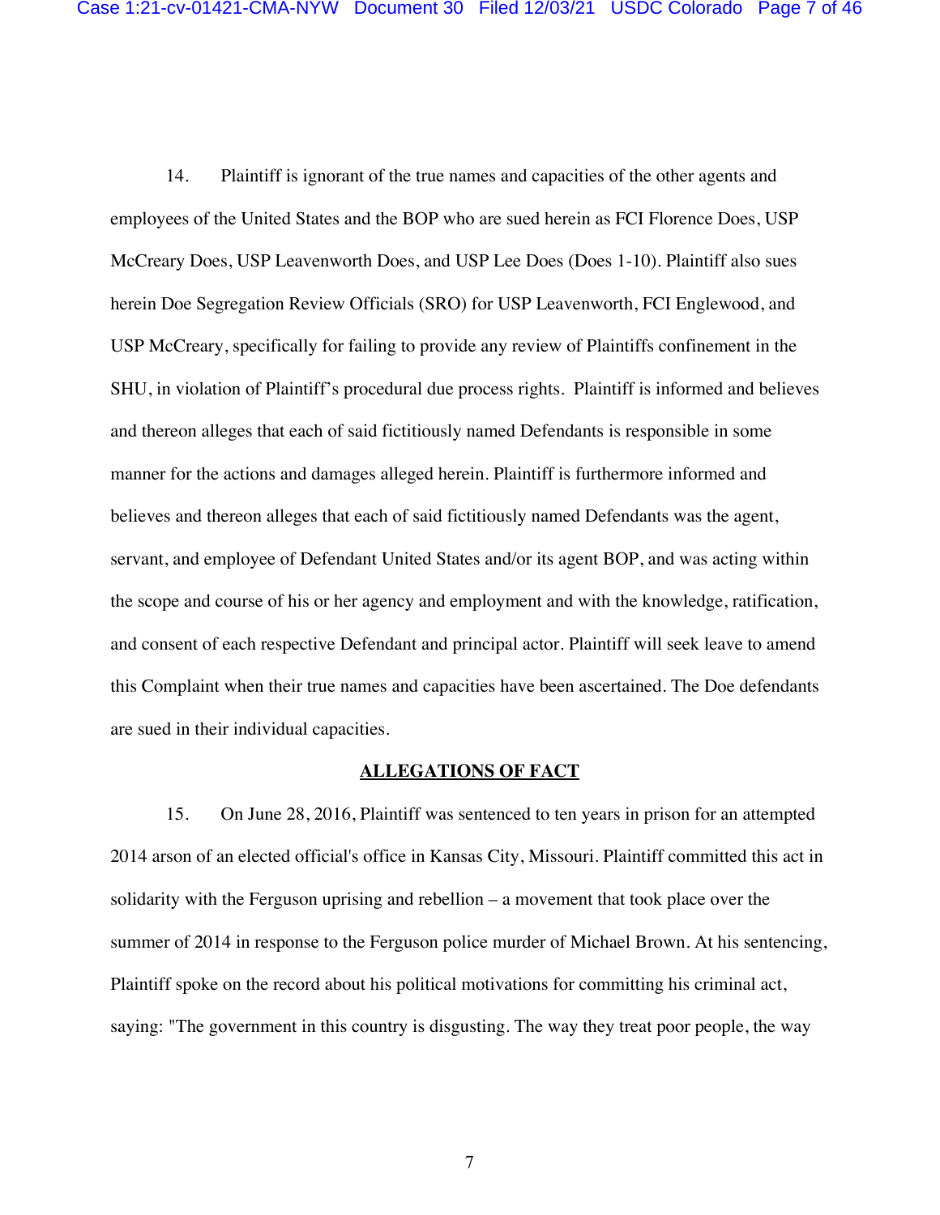14. Plaintiff is ignorant of the true names and capacities of the other agents and employees of the United States and the BOP who are sued herein as FCI Florence Does, USP McCreary Does, USP Leavenworth Does, and USP Lee Does (Does 1-10). Plaintiff also sues herein Doe Segregation Review Officials (SRO) for USP Leavenworth, FCI Englewood, and USP McCreary, specifically for failing to provide any review of Plaintiffs confinement in the SHU, in violation of Plaintiff's procedural due process rights. Plaintiff is informed and believes and thereon alleges that each of said fictitiously named Defendants is responsible in some manner for the actions and damages alleged herein. Plaintiff is furthermore informed and believes and thereon alleges that each of said fictitiously named Defendants was the agent, servant, and employee of Defendant United States and/or its agent BOP, and was acting within the scope and course of his or her agency and employment and with the knowledge, ratification, and consent of each respective Defendant and principal actor. Plaintiff will seek leave to amend this Complaint when their true names and capacities have been ascertained. The Doe defendants are sued in their individual capacities.

## ALLEGATIONS OF FACT

15. On June 28, 2016, Plaintiff was sentenced to ten years in prison for an attempted 2014 arson of an elected official's office in Kansas City, Missouri. Plaintiff committed this act in solidarity with the Ferguson uprising and rebellion – a movement that took place over the summer of 2014 in response to the Ferguson police murder of Michael Brown. At his sentencing, Plaintiff spoke on the record about his political motivations for committing his criminal act, saying: "The government in this country is disgusting. The way they treat poor people, the way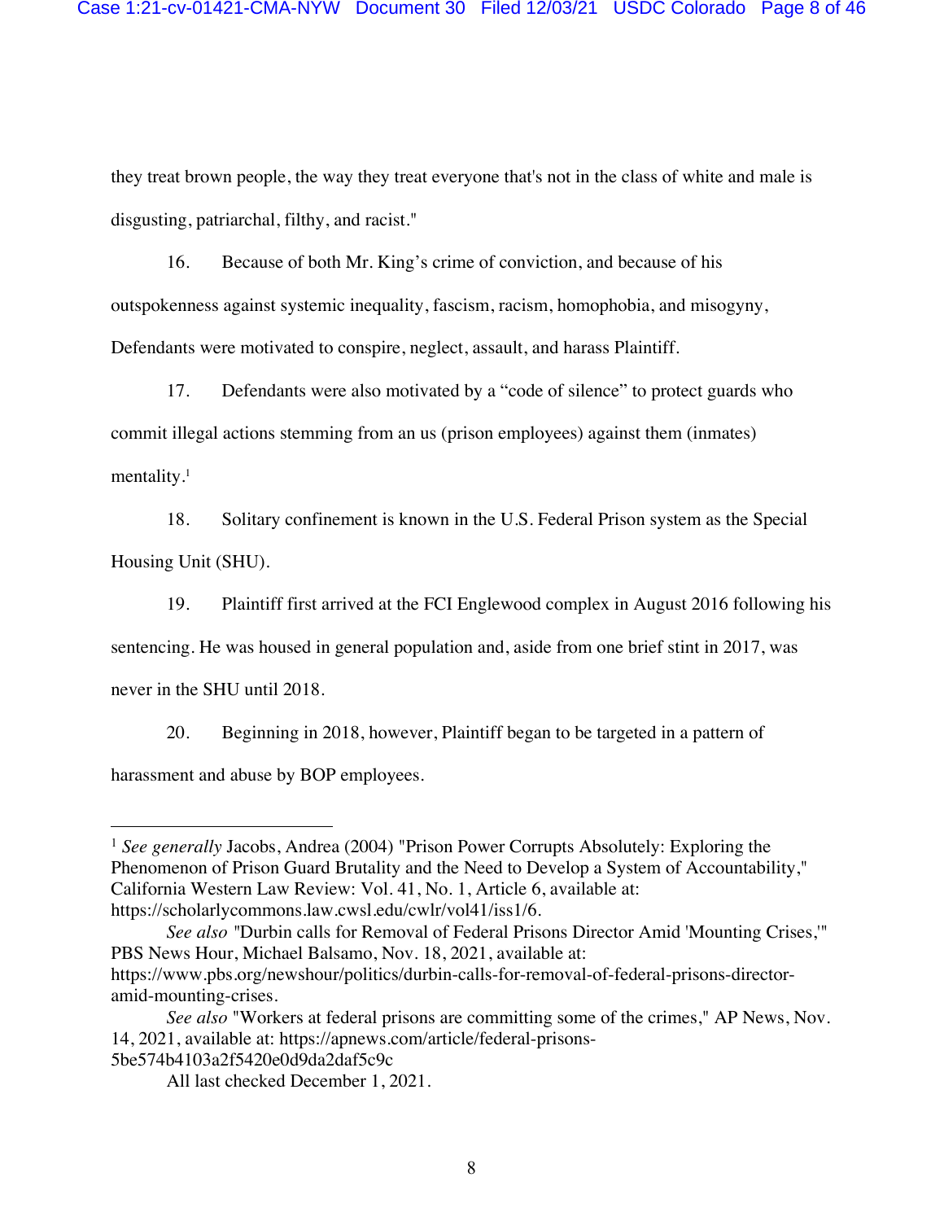they treat brown people, the way they treat everyone that's not in the class of white and male is disgusting, patriarchal, filthy, and racist."

16. Because of both Mr. King's crime of conviction, and because of his outspokenness against systemic inequality, fascism, racism, homophobia, and misogyny, Defendants were motivated to conspire, neglect, assault, and harass Plaintiff.

17. Defendants were also motivated by a "code of silence" to protect guards who commit illegal actions stemming from an us (prison employees) against them (inmates) mentality.[1]

18. Solitary confinement is known in the U.S. Federal Prison system as the Special Housing Unit (SHU).

19. Plaintiff first arrived at the FCI Englewood complex in August 2016 following his sentencing. He was housed in general population and, aside from one brief stint in 2017, was never in the SHU until 2018.

20. Beginning in 2018, however, Plaintiff began to be targeted in a pattern of harassment and abuse by BOP employees.

---

[1] *See generally* Jacobs, Andrea (2004) "Prison Power Corrupts Absolutely: Exploring the Phenomenon of Prison Guard Brutality and the Need to Develop a System of Accountability," California Western Law Review: Vol. 41, No. 1, Article 6, available at: https://scholarlycommons.law.cwsl.edu/cwlr/vol41/iss1/6.

*See also* "Durbin calls for Removal of Federal Prisons Director Amid 'Mounting Crises,'" PBS News Hour, Michael Balsamo, Nov. 18, 2021, available at: https://www.pbs.org/newshour/politics/durbin-calls-for-removal-of-federal-prisons-director-amid-mounting-crises.

*See also* "Workers at federal prisons are committing some of the crimes," AP News, Nov. 14, 2021, available at: https://apnews.com/article/federal-prisons-5be574b4103a2f5420e0d9da2daf5c9c

All last checked December 1, 2021.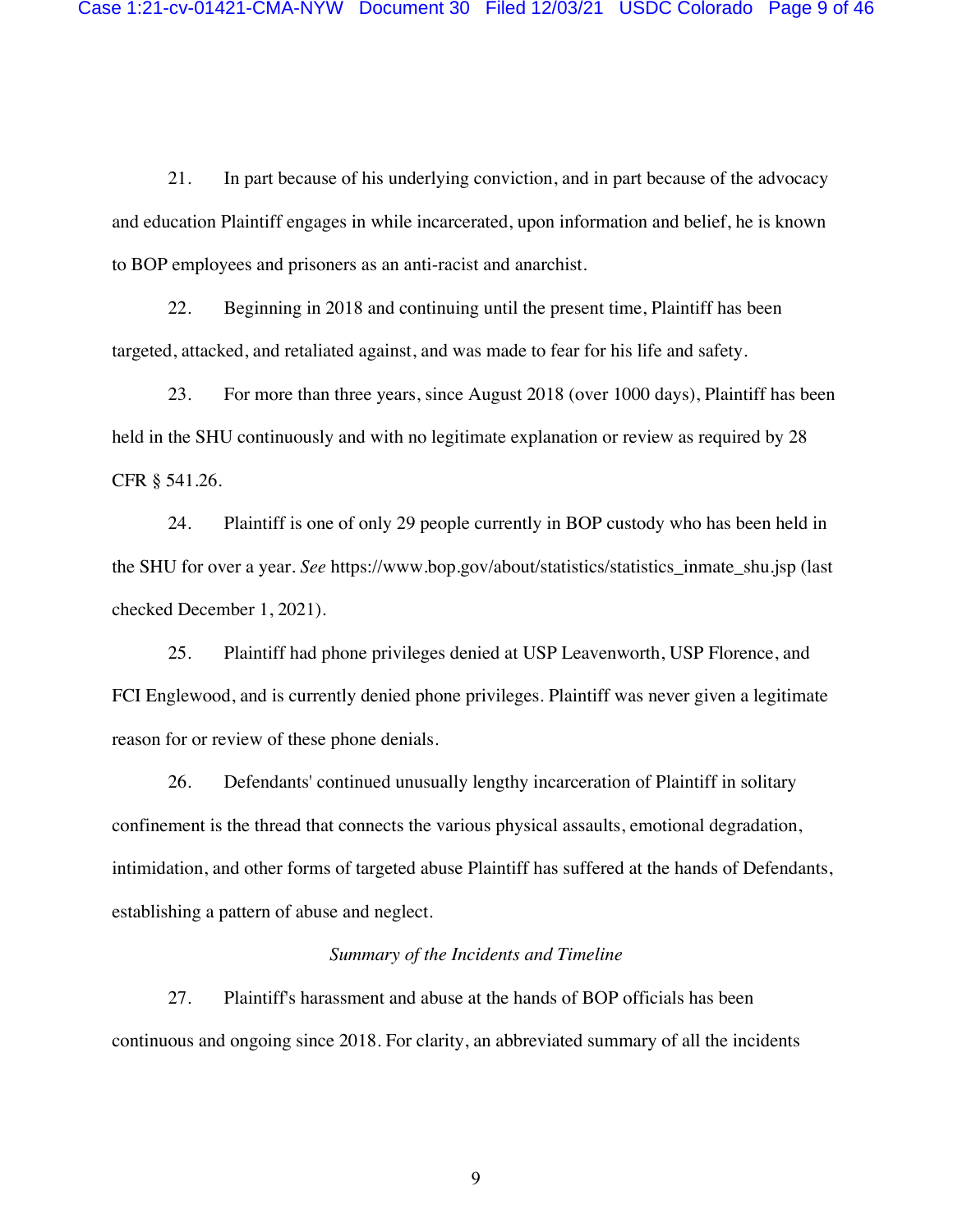21. In part because of his underlying conviction, and in part because of the advocacy and education Plaintiff engages in while incarcerated, upon information and belief, he is known to BOP employees and prisoners as an anti-racist and anarchist.

22. Beginning in 2018 and continuing until the present time, Plaintiff has been targeted, attacked, and retaliated against, and was made to fear for his life and safety.

23. For more than three years, since August 2018 (over 1000 days), Plaintiff has been held in the SHU continuously and with no legitimate explanation or review as required by 28 CFR § 541.26.

24. Plaintiff is one of only 29 people currently in BOP custody who has been held in the SHU for over a year. *See* https://www.bop.gov/about/statistics/statistics_inmate_shu.jsp (last checked December 1, 2021).

25. Plaintiff had phone privileges denied at USP Leavenworth, USP Florence, and FCI Englewood, and is currently denied phone privileges. Plaintiff was never given a legitimate reason for or review of these phone denials.

26. Defendants' continued unusually lengthy incarceration of Plaintiff in solitary confinement is the thread that connects the various physical assaults, emotional degradation, intimidation, and other forms of targeted abuse Plaintiff has suffered at the hands of Defendants, establishing a pattern of abuse and neglect.

*Summary of the Incidents and Timeline*

27. Plaintiff's harassment and abuse at the hands of BOP officials has been continuous and ongoing since 2018. For clarity, an abbreviated summary of all the incidents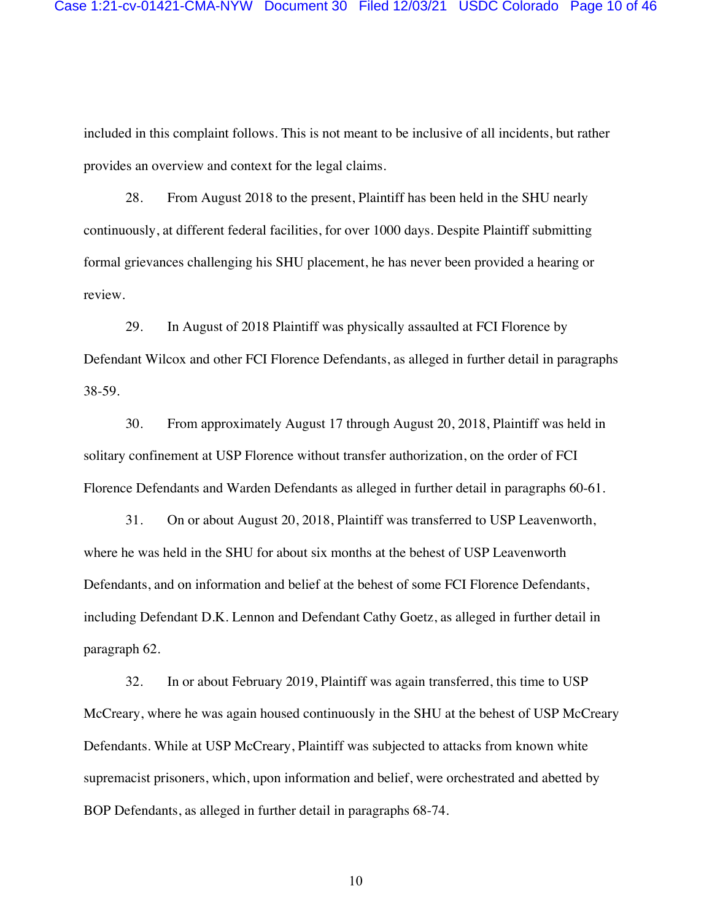included in this complaint follows. This is not meant to be inclusive of all incidents, but rather provides an overview and context for the legal claims.

28. From August 2018 to the present, Plaintiff has been held in the SHU nearly continuously, at different federal facilities, for over 1000 days. Despite Plaintiff submitting formal grievances challenging his SHU placement, he has never been provided a hearing or review.

29. In August of 2018 Plaintiff was physically assaulted at FCI Florence by Defendant Wilcox and other FCI Florence Defendants, as alleged in further detail in paragraphs 38-59.

30. From approximately August 17 through August 20, 2018, Plaintiff was held in solitary confinement at USP Florence without transfer authorization, on the order of FCI Florence Defendants and Warden Defendants as alleged in further detail in paragraphs 60-61.

31. On or about August 20, 2018, Plaintiff was transferred to USP Leavenworth, where he was held in the SHU for about six months at the behest of USP Leavenworth Defendants, and on information and belief at the behest of some FCI Florence Defendants, including Defendant D.K. Lennon and Defendant Cathy Goetz, as alleged in further detail in paragraph 62.

32. In or about February 2019, Plaintiff was again transferred, this time to USP McCreary, where he was again housed continuously in the SHU at the behest of USP McCreary Defendants. While at USP McCreary, Plaintiff was subjected to attacks from known white supremacist prisoners, which, upon information and belief, were orchestrated and abetted by BOP Defendants, as alleged in further detail in paragraphs 68-74.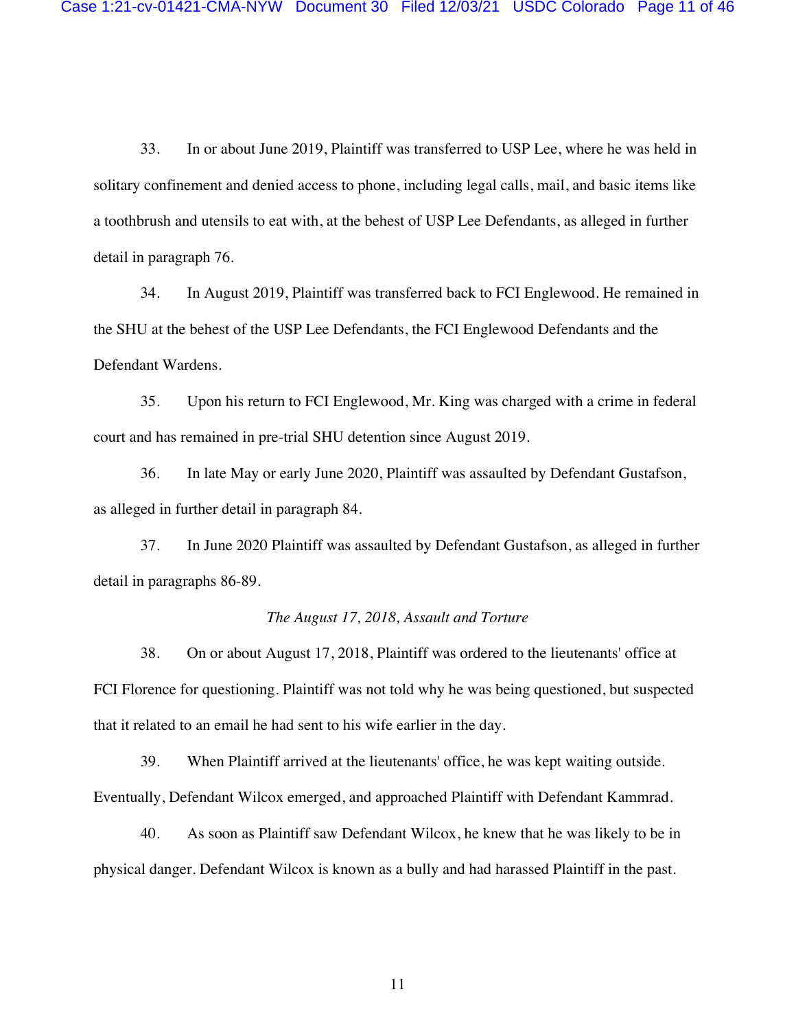33. In or about June 2019, Plaintiff was transferred to USP Lee, where he was held in solitary confinement and denied access to phone, including legal calls, mail, and basic items like a toothbrush and utensils to eat with, at the behest of USP Lee Defendants, as alleged in further detail in paragraph 76.

34. In August 2019, Plaintiff was transferred back to FCI Englewood. He remained in the SHU at the behest of the USP Lee Defendants, the FCI Englewood Defendants and the Defendant Wardens.

35. Upon his return to FCI Englewood, Mr. King was charged with a crime in federal court and has remained in pre-trial SHU detention since August 2019.

36. In late May or early June 2020, Plaintiff was assaulted by Defendant Gustafson, as alleged in further detail in paragraph 84.

37. In June 2020 Plaintiff was assaulted by Defendant Gustafson, as alleged in further detail in paragraphs 86-89.

*The August 17, 2018, Assault and Torture*

38. On or about August 17, 2018, Plaintiff was ordered to the lieutenants' office at FCI Florence for questioning. Plaintiff was not told why he was being questioned, but suspected that it related to an email he had sent to his wife earlier in the day.

39. When Plaintiff arrived at the lieutenants' office, he was kept waiting outside. Eventually, Defendant Wilcox emerged, and approached Plaintiff with Defendant Kammrad.

40. As soon as Plaintiff saw Defendant Wilcox, he knew that he was likely to be in physical danger. Defendant Wilcox is known as a bully and had harassed Plaintiff in the past.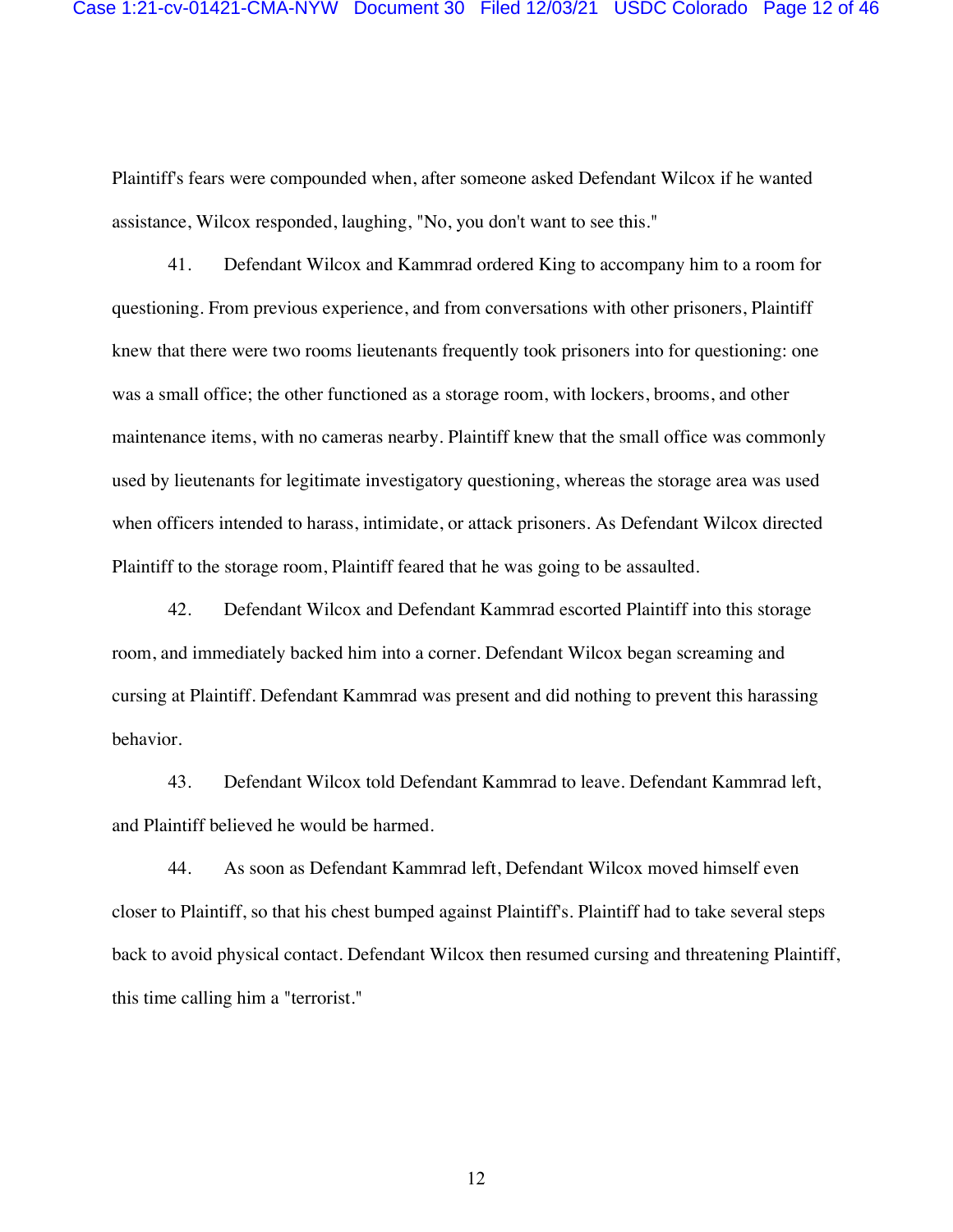Plaintiff's fears were compounded when, after someone asked Defendant Wilcox if he wanted assistance, Wilcox responded, laughing, "No, you don't want to see this."

41. Defendant Wilcox and Kammrad ordered King to accompany him to a room for questioning. From previous experience, and from conversations with other prisoners, Plaintiff knew that there were two rooms lieutenants frequently took prisoners into for questioning: one was a small office; the other functioned as a storage room, with lockers, brooms, and other maintenance items, with no cameras nearby. Plaintiff knew that the small office was commonly used by lieutenants for legitimate investigatory questioning, whereas the storage area was used when officers intended to harass, intimidate, or attack prisoners. As Defendant Wilcox directed Plaintiff to the storage room, Plaintiff feared that he was going to be assaulted.

42. Defendant Wilcox and Defendant Kammrad escorted Plaintiff into this storage room, and immediately backed him into a corner. Defendant Wilcox began screaming and cursing at Plaintiff. Defendant Kammrad was present and did nothing to prevent this harassing behavior.

43. Defendant Wilcox told Defendant Kammrad to leave. Defendant Kammrad left, and Plaintiff believed he would be harmed.

44. As soon as Defendant Kammrad left, Defendant Wilcox moved himself even closer to Plaintiff, so that his chest bumped against Plaintiff's. Plaintiff had to take several steps back to avoid physical contact. Defendant Wilcox then resumed cursing and threatening Plaintiff, this time calling him a "terrorist."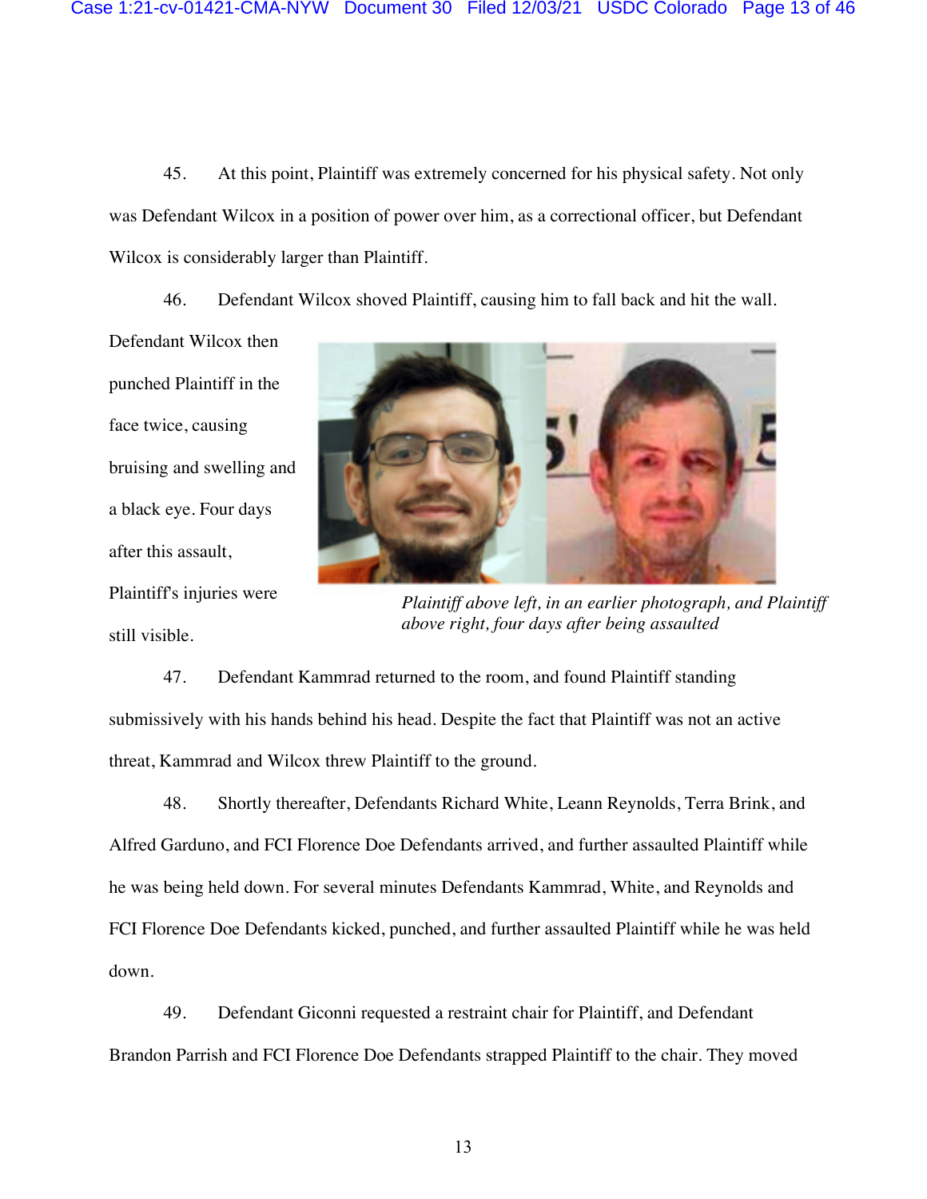45. At this point, Plaintiff was extremely concerned for his physical safety. Not only was Defendant Wilcox in a position of power over him, as a correctional officer, but Defendant Wilcox is considerably larger than Plaintiff.

46. Defendant Wilcox shoved Plaintiff, causing him to fall back and hit the wall. Defendant Wilcox then punched Plaintiff in the face twice, causing bruising and swelling and a black eye. Four days after this assault, Plaintiff's injuries were still visible.

*Plaintiff above left, in an earlier photograph, and Plaintiff above right, four days after being assaulted*

47. Defendant Kammrad returned to the room, and found Plaintiff standing submissively with his hands behind his head. Despite the fact that Plaintiff was not an active threat, Kammrad and Wilcox threw Plaintiff to the ground.

48. Shortly thereafter, Defendants Richard White, Leann Reynolds, Terra Brink, and Alfred Garduno, and FCI Florence Doe Defendants arrived, and further assaulted Plaintiff while he was being held down. For several minutes Defendants Kammrad, White, and Reynolds and FCI Florence Doe Defendants kicked, punched, and further assaulted Plaintiff while he was held down.

49. Defendant Giconni requested a restraint chair for Plaintiff, and Defendant Brandon Parrish and FCI Florence Doe Defendants strapped Plaintiff to the chair. They moved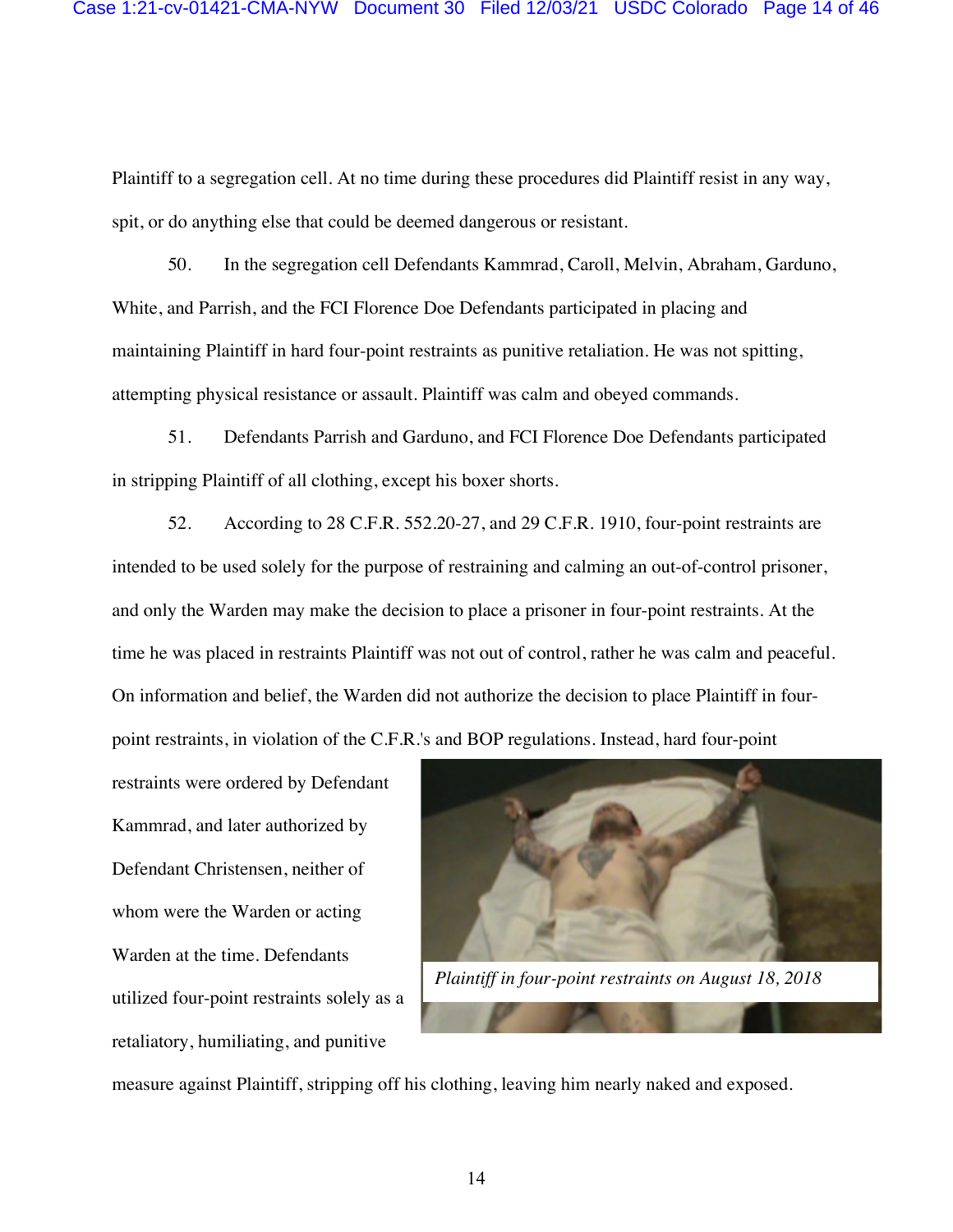Plaintiff to a segregation cell. At no time during these procedures did Plaintiff resist in any way, spit, or do anything else that could be deemed dangerous or resistant.

50. In the segregation cell Defendants Kammrad, Caroll, Melvin, Abraham, Garduno, White, and Parrish, and the FCI Florence Doe Defendants participated in placing and maintaining Plaintiff in hard four-point restraints as punitive retaliation. He was not spitting, attempting physical resistance or assault. Plaintiff was calm and obeyed commands.

51. Defendants Parrish and Garduno, and FCI Florence Doe Defendants participated in stripping Plaintiff of all clothing, except his boxer shorts.

52. According to 28 C.F.R. 552.20-27, and 29 C.F.R. 1910, four-point restraints are intended to be used solely for the purpose of restraining and calming an out-of-control prisoner, and only the Warden may make the decision to place a prisoner in four-point restraints. At the time he was placed in restraints Plaintiff was not out of control, rather he was calm and peaceful. On information and belief, the Warden did not authorize the decision to place Plaintiff in four-point restraints, in violation of the C.F.R.'s and BOP regulations. Instead, hard four-point restraints were ordered by Defendant Kammrad, and later authorized by Defendant Christensen, neither of whom were the Warden or acting Warden at the time. Defendants utilized four-point restraints solely as a retaliatory, humiliating, and punitive measure against Plaintiff, stripping off his clothing, leaving him nearly naked and exposed.

*Plaintiff in four-point restraints on August 18, 2018*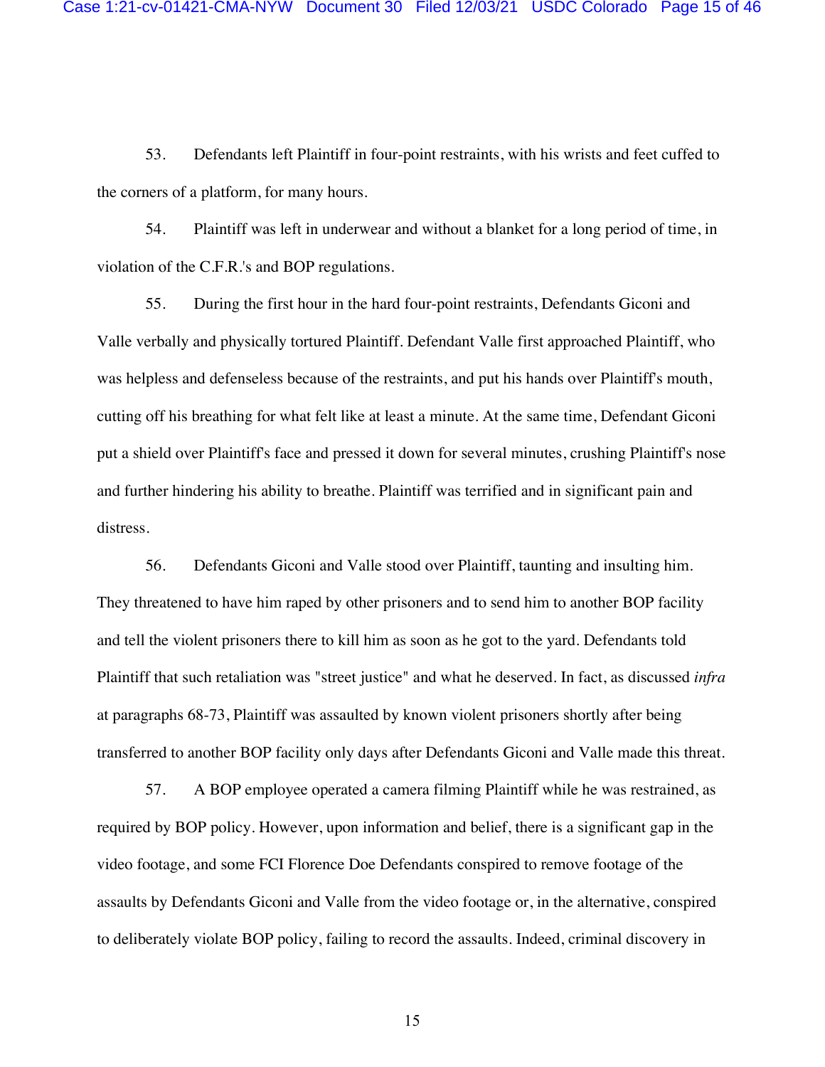53. Defendants left Plaintiff in four-point restraints, with his wrists and feet cuffed to the corners of a platform, for many hours.

54. Plaintiff was left in underwear and without a blanket for a long period of time, in violation of the C.F.R.'s and BOP regulations.

55. During the first hour in the hard four-point restraints, Defendants Giconi and Valle verbally and physically tortured Plaintiff. Defendant Valle first approached Plaintiff, who was helpless and defenseless because of the restraints, and put his hands over Plaintiff's mouth, cutting off his breathing for what felt like at least a minute. At the same time, Defendant Giconi put a shield over Plaintiff's face and pressed it down for several minutes, crushing Plaintiff's nose and further hindering his ability to breathe. Plaintiff was terrified and in significant pain and distress.

56. Defendants Giconi and Valle stood over Plaintiff, taunting and insulting him. They threatened to have him raped by other prisoners and to send him to another BOP facility and tell the violent prisoners there to kill him as soon as he got to the yard. Defendants told Plaintiff that such retaliation was "street justice" and what he deserved. In fact, as discussed *infra* at paragraphs 68-73, Plaintiff was assaulted by known violent prisoners shortly after being transferred to another BOP facility only days after Defendants Giconi and Valle made this threat.

57. A BOP employee operated a camera filming Plaintiff while he was restrained, as required by BOP policy. However, upon information and belief, there is a significant gap in the video footage, and some FCI Florence Doe Defendants conspired to remove footage of the assaults by Defendants Giconi and Valle from the video footage or, in the alternative, conspired to deliberately violate BOP policy, failing to record the assaults. Indeed, criminal discovery in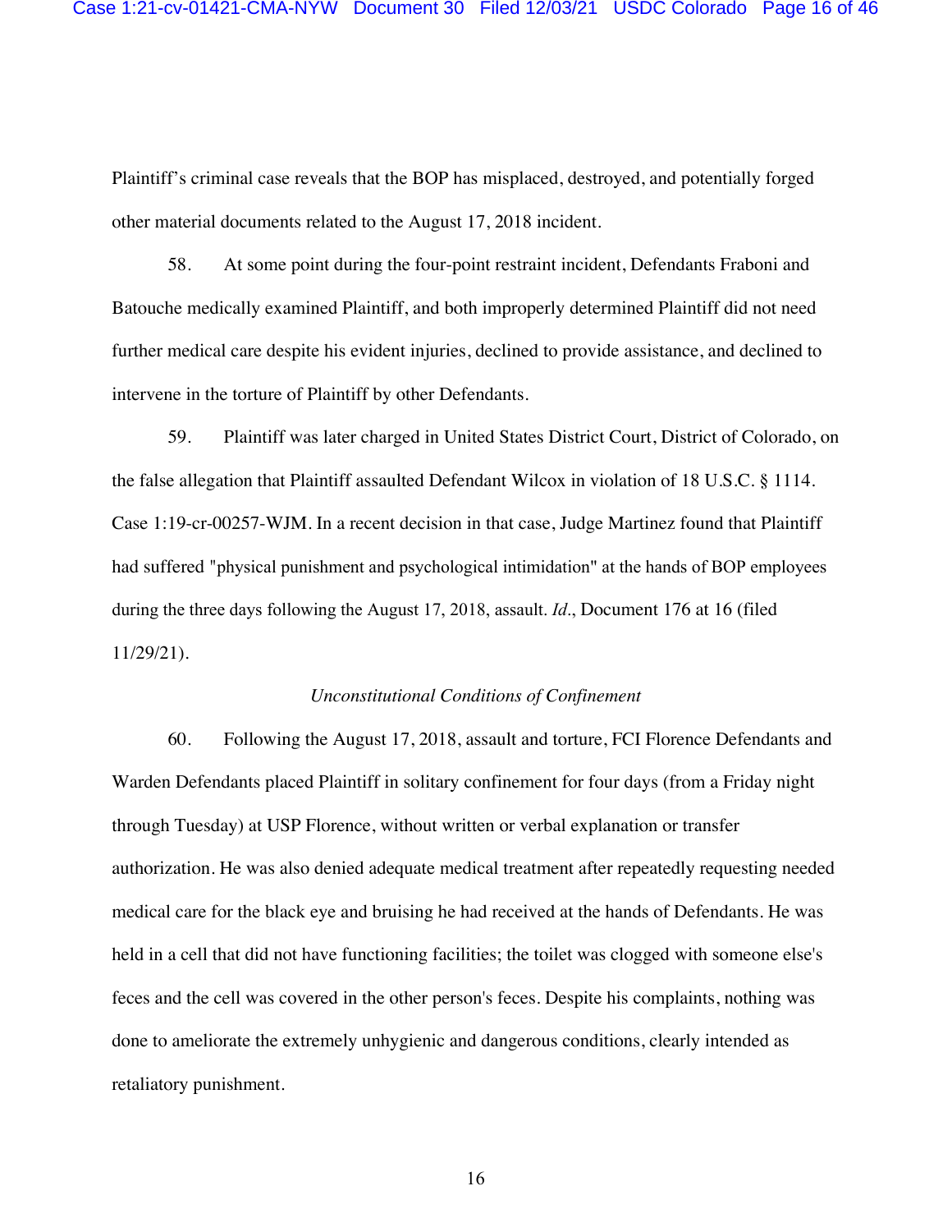Plaintiff's criminal case reveals that the BOP has misplaced, destroyed, and potentially forged other material documents related to the August 17, 2018 incident.

58. At some point during the four-point restraint incident, Defendants Fraboni and Batouche medically examined Plaintiff, and both improperly determined Plaintiff did not need further medical care despite his evident injuries, declined to provide assistance, and declined to intervene in the torture of Plaintiff by other Defendants.

59. Plaintiff was later charged in United States District Court, District of Colorado, on the false allegation that Plaintiff assaulted Defendant Wilcox in violation of 18 U.S.C. § 1114. Case 1:19-cr-00257-WJM. In a recent decision in that case, Judge Martinez found that Plaintiff had suffered "physical punishment and psychological intimidation" at the hands of BOP employees during the three days following the August 17, 2018, assault. *Id*., Document 176 at 16 (filed 11/29/21).

*Unconstitutional Conditions of Confinement*

60. Following the August 17, 2018, assault and torture, FCI Florence Defendants and Warden Defendants placed Plaintiff in solitary confinement for four days (from a Friday night through Tuesday) at USP Florence, without written or verbal explanation or transfer authorization. He was also denied adequate medical treatment after repeatedly requesting needed medical care for the black eye and bruising he had received at the hands of Defendants. He was held in a cell that did not have functioning facilities; the toilet was clogged with someone else's feces and the cell was covered in the other person's feces. Despite his complaints, nothing was done to ameliorate the extremely unhygienic and dangerous conditions, clearly intended as retaliatory punishment.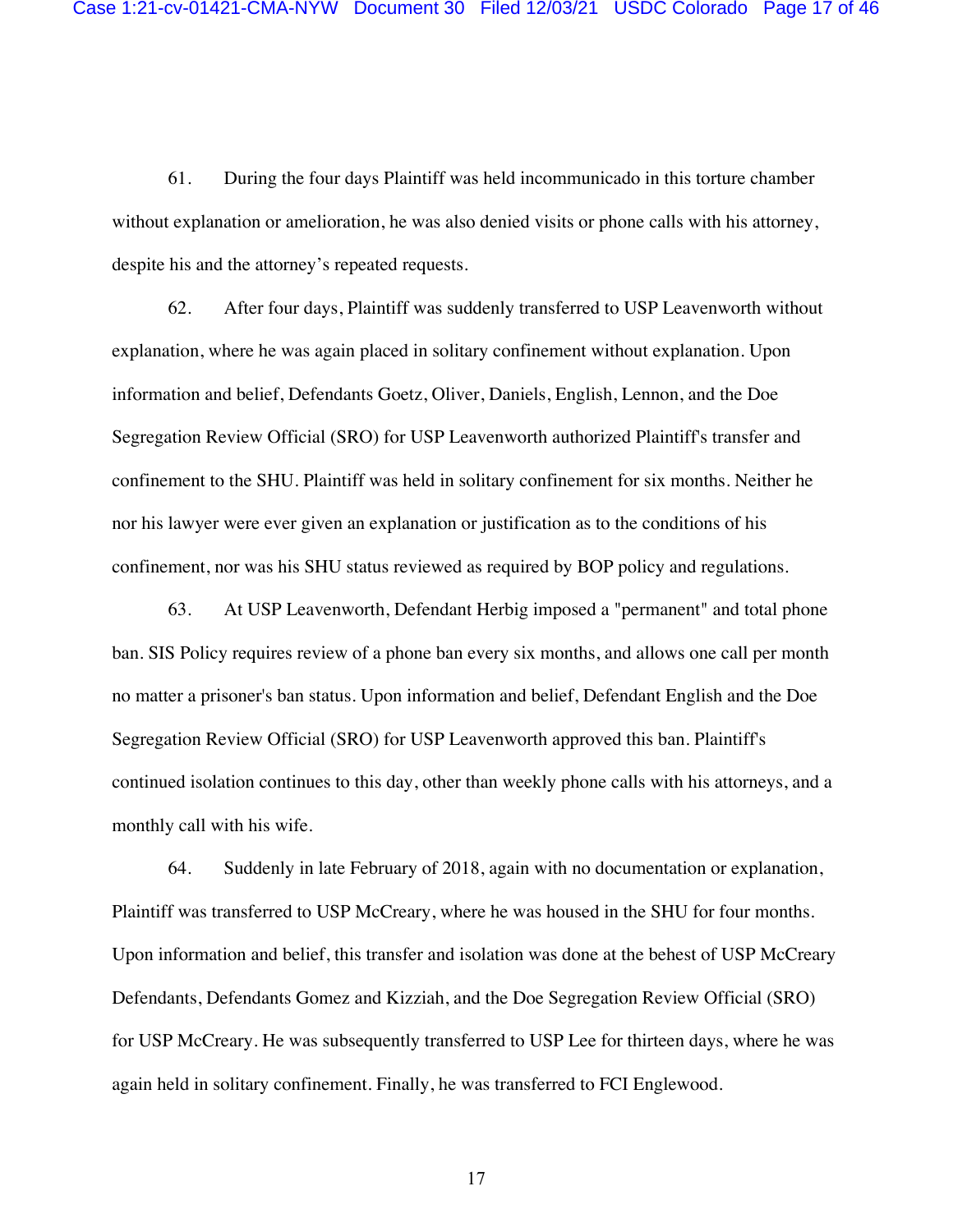61. During the four days Plaintiff was held incommunicado in this torture chamber without explanation or amelioration, he was also denied visits or phone calls with his attorney, despite his and the attorney's repeated requests.

62. After four days, Plaintiff was suddenly transferred to USP Leavenworth without explanation, where he was again placed in solitary confinement without explanation. Upon information and belief, Defendants Goetz, Oliver, Daniels, English, Lennon, and the Doe Segregation Review Official (SRO) for USP Leavenworth authorized Plaintiff's transfer and confinement to the SHU. Plaintiff was held in solitary confinement for six months. Neither he nor his lawyer were ever given an explanation or justification as to the conditions of his confinement, nor was his SHU status reviewed as required by BOP policy and regulations.

63. At USP Leavenworth, Defendant Herbig imposed a "permanent" and total phone ban. SIS Policy requires review of a phone ban every six months, and allows one call per month no matter a prisoner's ban status. Upon information and belief, Defendant English and the Doe Segregation Review Official (SRO) for USP Leavenworth approved this ban. Plaintiff's continued isolation continues to this day, other than weekly phone calls with his attorneys, and a monthly call with his wife.

64. Suddenly in late February of 2018, again with no documentation or explanation, Plaintiff was transferred to USP McCreary, where he was housed in the SHU for four months. Upon information and belief, this transfer and isolation was done at the behest of USP McCreary Defendants, Defendants Gomez and Kizziah, and the Doe Segregation Review Official (SRO) for USP McCreary. He was subsequently transferred to USP Lee for thirteen days, where he was again held in solitary confinement. Finally, he was transferred to FCI Englewood.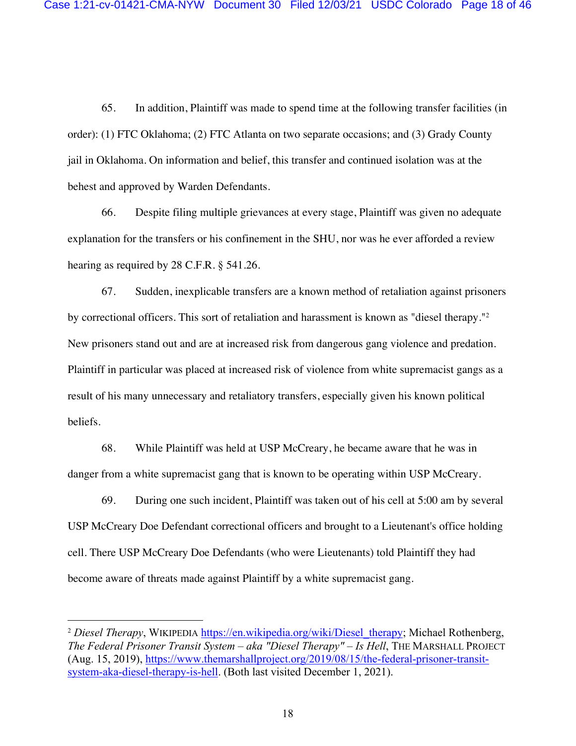65. In addition, Plaintiff was made to spend time at the following transfer facilities (in order): (1) FTC Oklahoma; (2) FTC Atlanta on two separate occasions; and (3) Grady County jail in Oklahoma. On information and belief, this transfer and continued isolation was at the behest and approved by Warden Defendants.

66. Despite filing multiple grievances at every stage, Plaintiff was given no adequate explanation for the transfers or his confinement in the SHU, nor was he ever afforded a review hearing as required by 28 C.F.R. § 541.26.

67. Sudden, inexplicable transfers are a known method of retaliation against prisoners by correctional officers. This sort of retaliation and harassment is known as "diesel therapy."[2] New prisoners stand out and are at increased risk from dangerous gang violence and predation. Plaintiff in particular was placed at increased risk of violence from white supremacist gangs as a result of his many unnecessary and retaliatory transfers, especially given his known political beliefs.

68. While Plaintiff was held at USP McCreary, he became aware that he was in danger from a white supremacist gang that is known to be operating within USP McCreary.

69. During one such incident, Plaintiff was taken out of his cell at 5:00 am by several USP McCreary Doe Defendant correctional officers and brought to a Lieutenant's office holding cell. There USP McCreary Doe Defendants (who were Lieutenants) told Plaintiff they had become aware of threats made against Plaintiff by a white supremacist gang.

---

[2] *Diesel Therapy*, WIKIPEDIA https://en.wikipedia.org/wiki/Diesel_therapy; Michael Rothenberg, *The Federal Prisoner Transit System – aka "Diesel Therapy" – Is Hell*, THE MARSHALL PROJECT (Aug. 15, 2019), https://www.themarshallproject.org/2019/08/15/the-federal-prisoner-transit-system-aka-diesel-therapy-is-hell. (Both last visited December 1, 2021).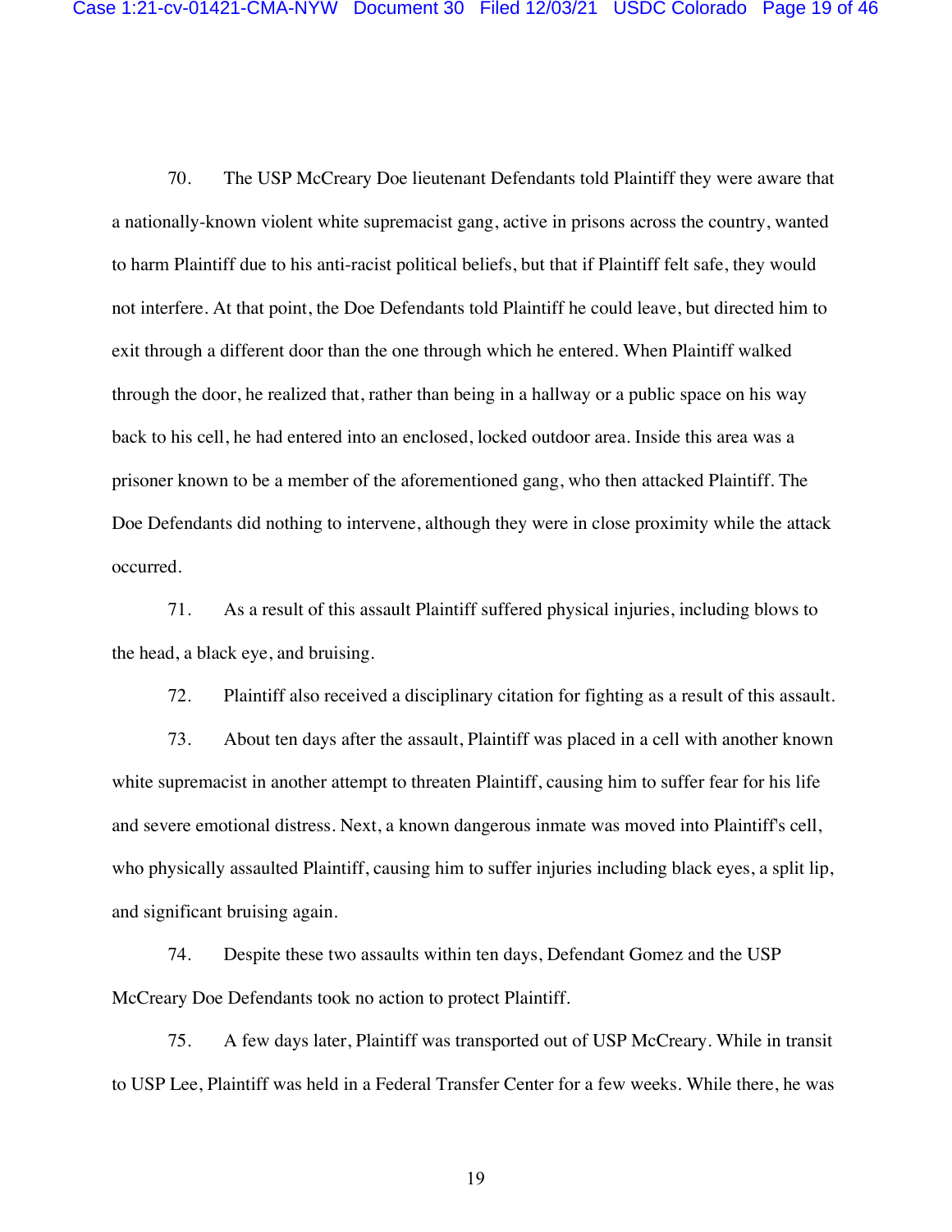70. The USP McCreary Doe lieutenant Defendants told Plaintiff they were aware that a nationally-known violent white supremacist gang, active in prisons across the country, wanted to harm Plaintiff due to his anti-racist political beliefs, but that if Plaintiff felt safe, they would not interfere. At that point, the Doe Defendants told Plaintiff he could leave, but directed him to exit through a different door than the one through which he entered. When Plaintiff walked through the door, he realized that, rather than being in a hallway or a public space on his way back to his cell, he had entered into an enclosed, locked outdoor area. Inside this area was a prisoner known to be a member of the aforementioned gang, who then attacked Plaintiff. The Doe Defendants did nothing to intervene, although they were in close proximity while the attack occurred.

71. As a result of this assault Plaintiff suffered physical injuries, including blows to the head, a black eye, and bruising.

72. Plaintiff also received a disciplinary citation for fighting as a result of this assault.

73. About ten days after the assault, Plaintiff was placed in a cell with another known white supremacist in another attempt to threaten Plaintiff, causing him to suffer fear for his life and severe emotional distress. Next, a known dangerous inmate was moved into Plaintiff's cell, who physically assaulted Plaintiff, causing him to suffer injuries including black eyes, a split lip, and significant bruising again.

74. Despite these two assaults within ten days, Defendant Gomez and the USP McCreary Doe Defendants took no action to protect Plaintiff.

75. A few days later, Plaintiff was transported out of USP McCreary. While in transit to USP Lee, Plaintiff was held in a Federal Transfer Center for a few weeks. While there, he was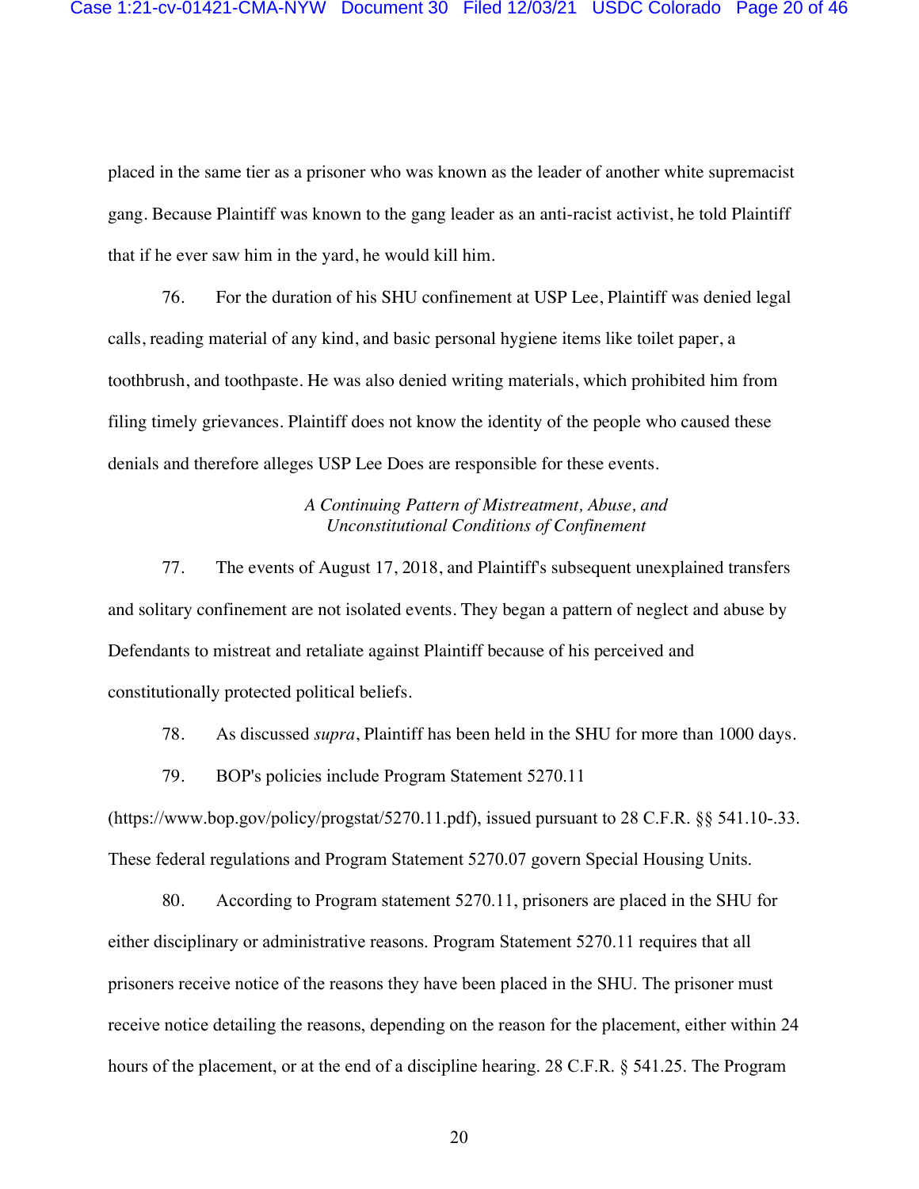placed in the same tier as a prisoner who was known as the leader of another white supremacist gang. Because Plaintiff was known to the gang leader as an anti-racist activist, he told Plaintiff that if he ever saw him in the yard, he would kill him.

76. For the duration of his SHU confinement at USP Lee, Plaintiff was denied legal calls, reading material of any kind, and basic personal hygiene items like toilet paper, a toothbrush, and toothpaste. He was also denied writing materials, which prohibited him from filing timely grievances. Plaintiff does not know the identity of the people who caused these denials and therefore alleges USP Lee Does are responsible for these events.

*A Continuing Pattern of Mistreatment, Abuse, and Unconstitutional Conditions of Confinement*

77. The events of August 17, 2018, and Plaintiff's subsequent unexplained transfers and solitary confinement are not isolated events. They began a pattern of neglect and abuse by Defendants to mistreat and retaliate against Plaintiff because of his perceived and constitutionally protected political beliefs.

78. As discussed *supra*, Plaintiff has been held in the SHU for more than 1000 days.

79. BOP's policies include Program Statement 5270.11 (https://www.bop.gov/policy/progstat/5270.11.pdf), issued pursuant to 28 C.F.R. §§ 541.10-.33. These federal regulations and Program Statement 5270.07 govern Special Housing Units.

80. According to Program statement 5270.11, prisoners are placed in the SHU for either disciplinary or administrative reasons. Program Statement 5270.11 requires that all prisoners receive notice of the reasons they have been placed in the SHU. The prisoner must receive notice detailing the reasons, depending on the reason for the placement, either within 24 hours of the placement, or at the end of a discipline hearing. 28 C.F.R. § 541.25. The Program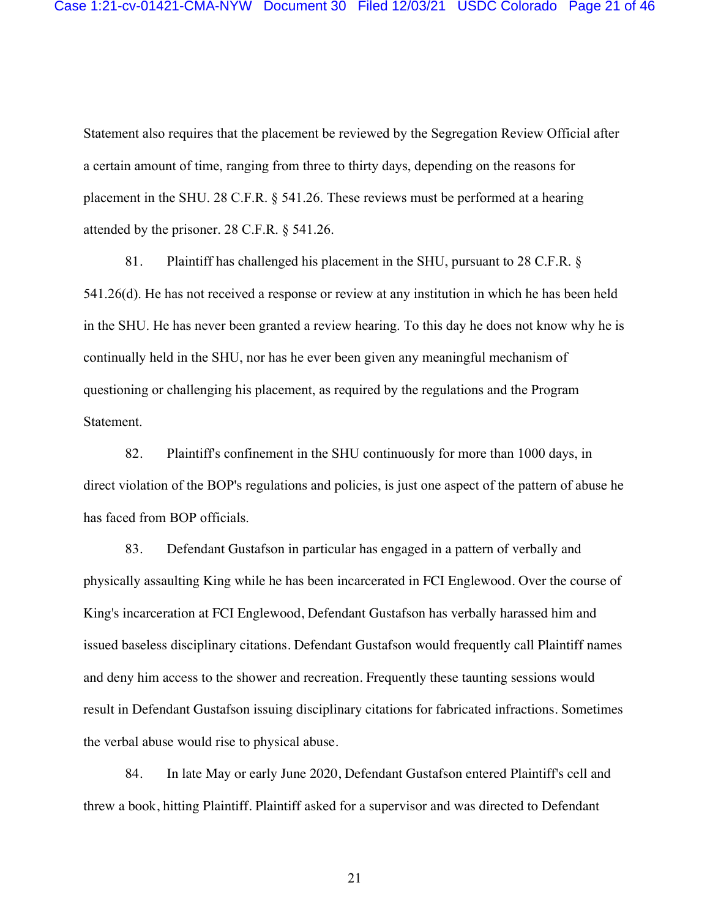Statement also requires that the placement be reviewed by the Segregation Review Official after a certain amount of time, ranging from three to thirty days, depending on the reasons for placement in the SHU. 28 C.F.R. § 541.26. These reviews must be performed at a hearing attended by the prisoner. 28 C.F.R. § 541.26.

81. Plaintiff has challenged his placement in the SHU, pursuant to 28 C.F.R. § 541.26(d). He has not received a response or review at any institution in which he has been held in the SHU. He has never been granted a review hearing. To this day he does not know why he is continually held in the SHU, nor has he ever been given any meaningful mechanism of questioning or challenging his placement, as required by the regulations and the Program Statement.

82. Plaintiff's confinement in the SHU continuously for more than 1000 days, in direct violation of the BOP's regulations and policies, is just one aspect of the pattern of abuse he has faced from BOP officials.

83. Defendant Gustafson in particular has engaged in a pattern of verbally and physically assaulting King while he has been incarcerated in FCI Englewood. Over the course of King's incarceration at FCI Englewood, Defendant Gustafson has verbally harassed him and issued baseless disciplinary citations. Defendant Gustafson would frequently call Plaintiff names and deny him access to the shower and recreation. Frequently these taunting sessions would result in Defendant Gustafson issuing disciplinary citations for fabricated infractions. Sometimes the verbal abuse would rise to physical abuse.

84. In late May or early June 2020, Defendant Gustafson entered Plaintiff's cell and threw a book, hitting Plaintiff. Plaintiff asked for a supervisor and was directed to Defendant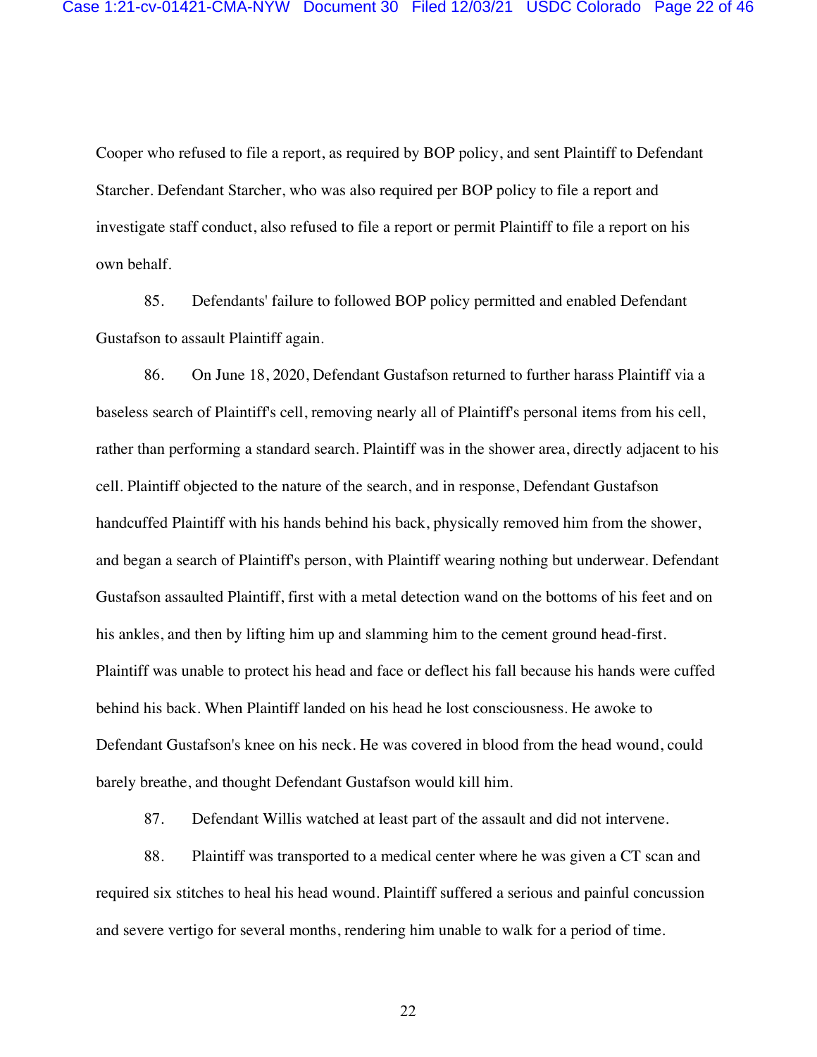Cooper who refused to file a report, as required by BOP policy, and sent Plaintiff to Defendant Starcher. Defendant Starcher, who was also required per BOP policy to file a report and investigate staff conduct, also refused to file a report or permit Plaintiff to file a report on his own behalf.

85. Defendants' failure to followed BOP policy permitted and enabled Defendant Gustafson to assault Plaintiff again.

86. On June 18, 2020, Defendant Gustafson returned to further harass Plaintiff via a baseless search of Plaintiff's cell, removing nearly all of Plaintiff's personal items from his cell, rather than performing a standard search. Plaintiff was in the shower area, directly adjacent to his cell. Plaintiff objected to the nature of the search, and in response, Defendant Gustafson handcuffed Plaintiff with his hands behind his back, physically removed him from the shower, and began a search of Plaintiff's person, with Plaintiff wearing nothing but underwear. Defendant Gustafson assaulted Plaintiff, first with a metal detection wand on the bottoms of his feet and on his ankles, and then by lifting him up and slamming him to the cement ground head-first. Plaintiff was unable to protect his head and face or deflect his fall because his hands were cuffed behind his back. When Plaintiff landed on his head he lost consciousness. He awoke to Defendant Gustafson's knee on his neck. He was covered in blood from the head wound, could barely breathe, and thought Defendant Gustafson would kill him.

87. Defendant Willis watched at least part of the assault and did not intervene.

88. Plaintiff was transported to a medical center where he was given a CT scan and required six stitches to heal his head wound. Plaintiff suffered a serious and painful concussion and severe vertigo for several months, rendering him unable to walk for a period of time.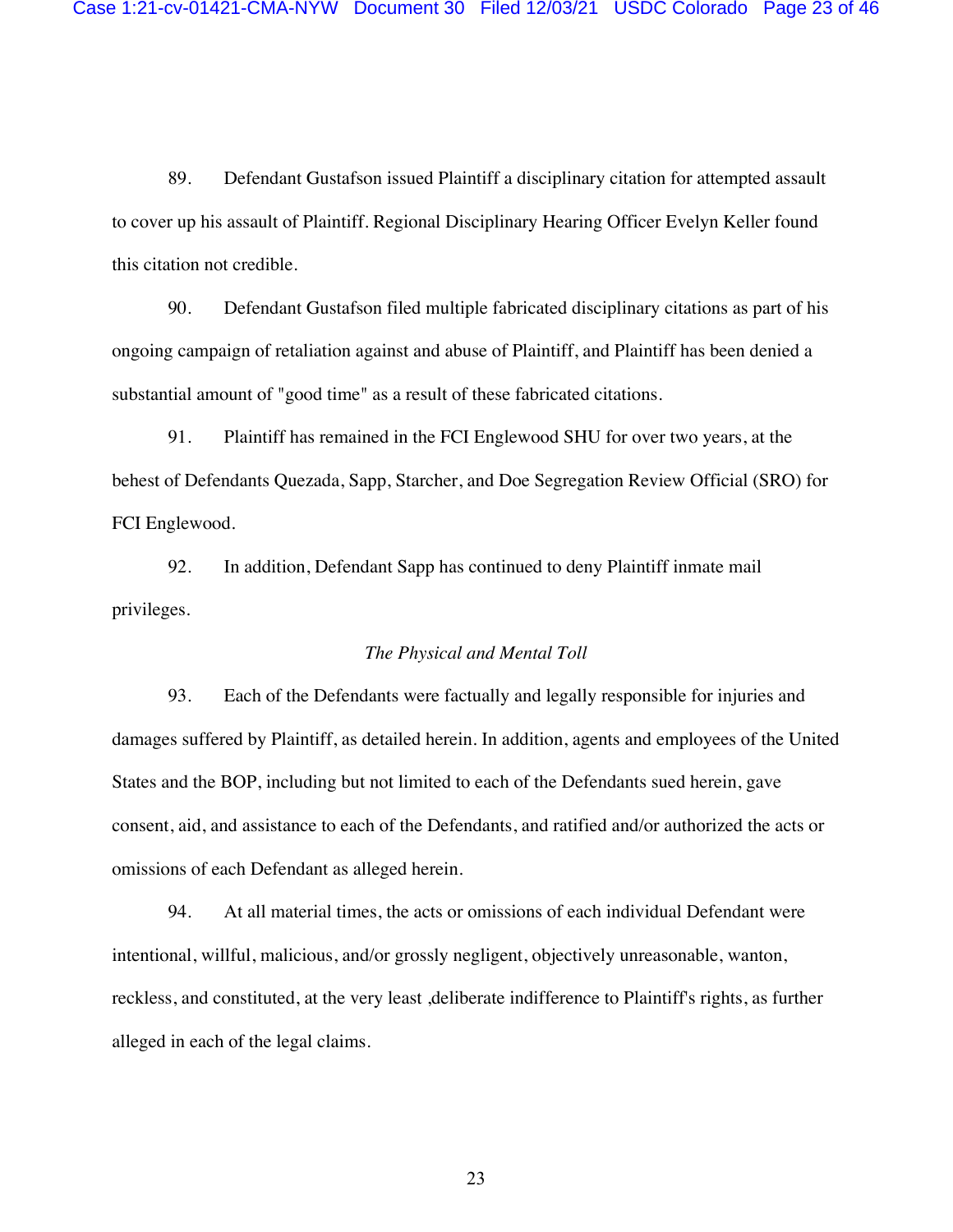89. Defendant Gustafson issued Plaintiff a disciplinary citation for attempted assault to cover up his assault of Plaintiff. Regional Disciplinary Hearing Officer Evelyn Keller found this citation not credible.

90. Defendant Gustafson filed multiple fabricated disciplinary citations as part of his ongoing campaign of retaliation against and abuse of Plaintiff, and Plaintiff has been denied a substantial amount of "good time" as a result of these fabricated citations.

91. Plaintiff has remained in the FCI Englewood SHU for over two years, at the behest of Defendants Quezada, Sapp, Starcher, and Doe Segregation Review Official (SRO) for FCI Englewood.

92. In addition, Defendant Sapp has continued to deny Plaintiff inmate mail privileges.

*The Physical and Mental Toll*

93. Each of the Defendants were factually and legally responsible for injuries and damages suffered by Plaintiff, as detailed herein. In addition, agents and employees of the United States and the BOP, including but not limited to each of the Defendants sued herein, gave consent, aid, and assistance to each of the Defendants, and ratified and/or authorized the acts or omissions of each Defendant as alleged herein.

94. At all material times, the acts or omissions of each individual Defendant were intentional, willful, malicious, and/or grossly negligent, objectively unreasonable, wanton, reckless, and constituted, at the very least ,deliberate indifference to Plaintiff's rights, as further alleged in each of the legal claims.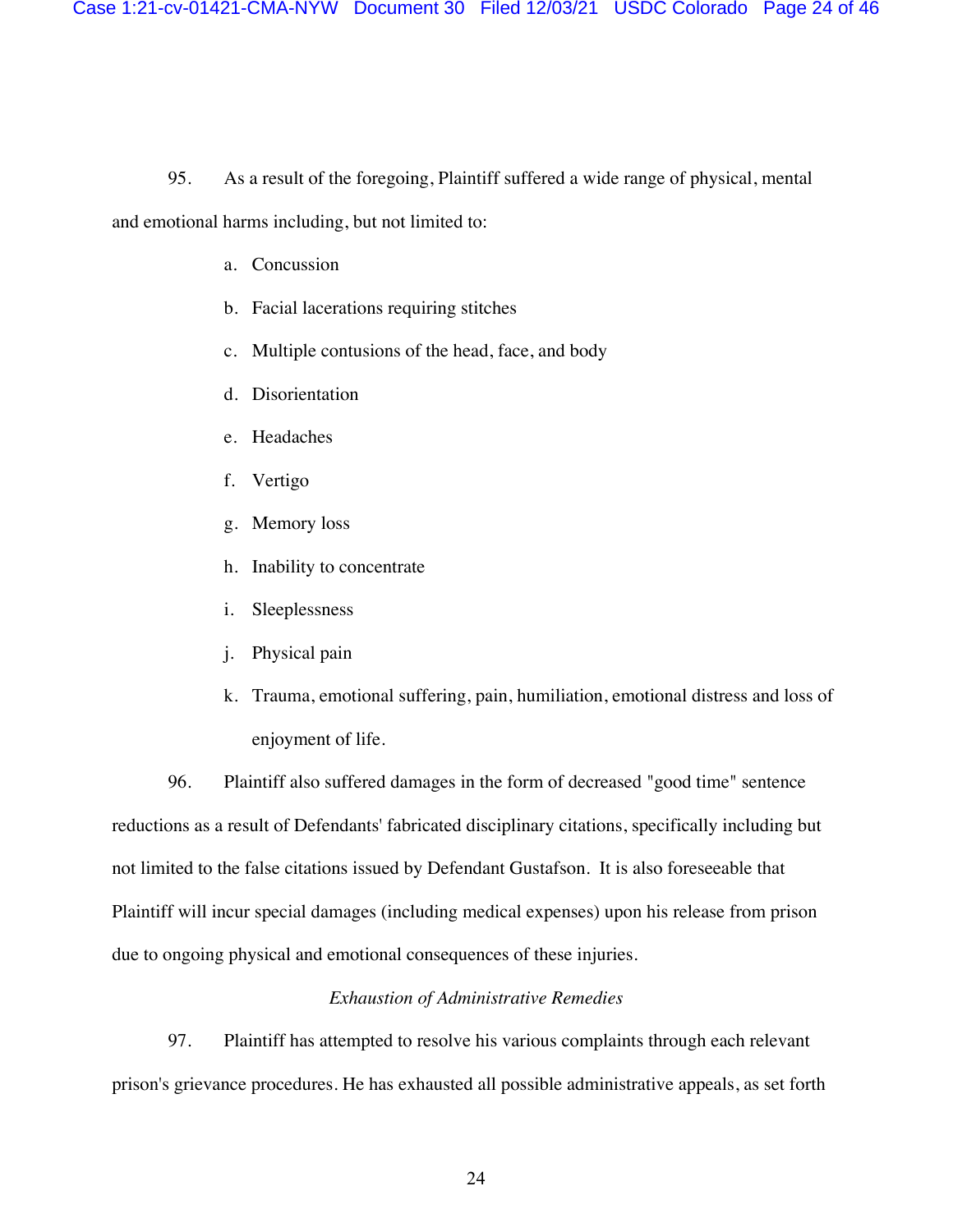95. As a result of the foregoing, Plaintiff suffered a wide range of physical, mental and emotional harms including, but not limited to:

a. Concussion

b. Facial lacerations requiring stitches

c. Multiple contusions of the head, face, and body

d. Disorientation

e. Headaches

f. Vertigo

g. Memory loss

h. Inability to concentrate

i. Sleeplessness

j. Physical pain

k. Trauma, emotional suffering, pain, humiliation, emotional distress and loss of enjoyment of life.

96. Plaintiff also suffered damages in the form of decreased "good time" sentence reductions as a result of Defendants' fabricated disciplinary citations, specifically including but not limited to the false citations issued by Defendant Gustafson. It is also foreseeable that Plaintiff will incur special damages (including medical expenses) upon his release from prison due to ongoing physical and emotional consequences of these injuries.

*Exhaustion of Administrative Remedies*

97. Plaintiff has attempted to resolve his various complaints through each relevant prison's grievance procedures. He has exhausted all possible administrative appeals, as set forth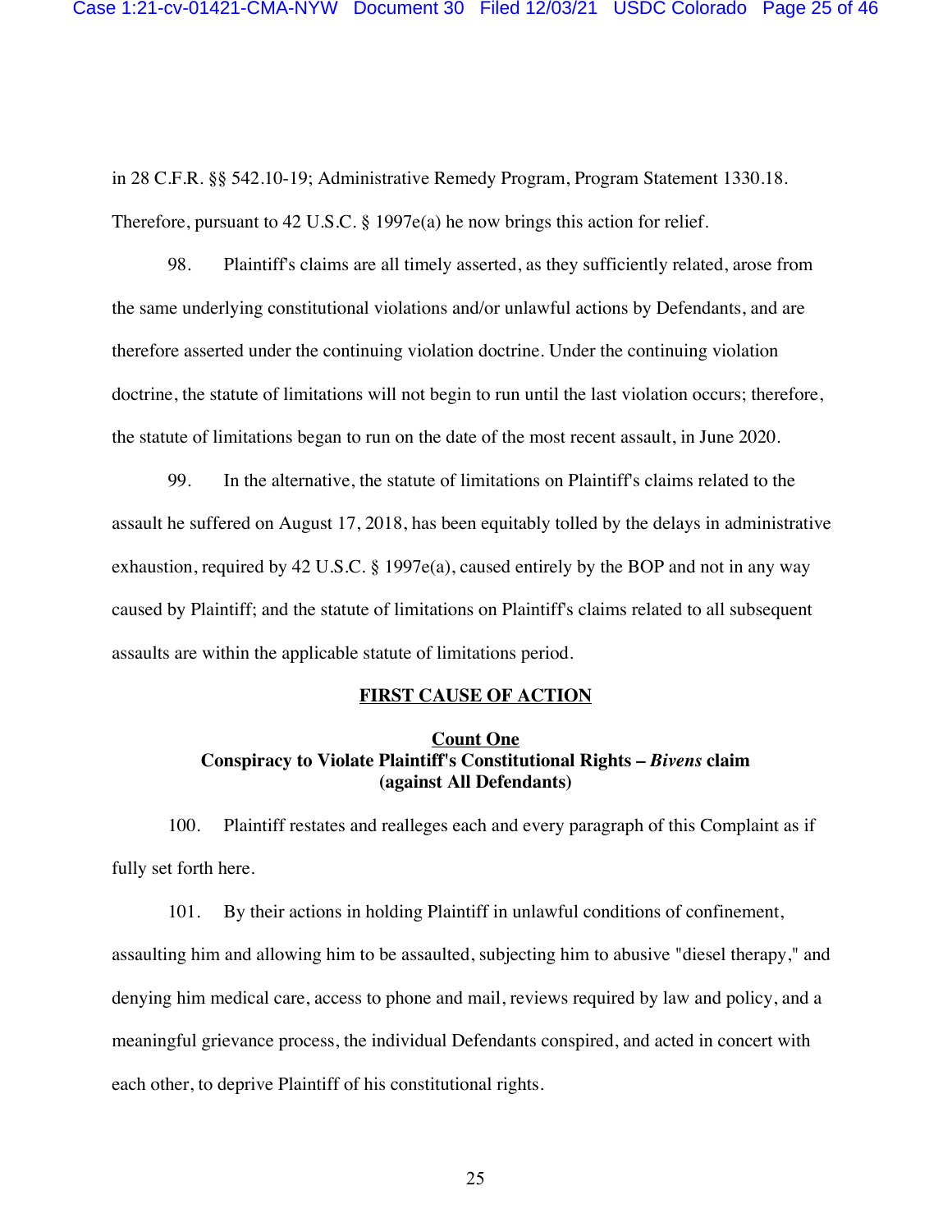in 28 C.F.R. §§ 542.10-19; Administrative Remedy Program, Program Statement 1330.18. Therefore, pursuant to 42 U.S.C. § 1997e(a) he now brings this action for relief.

98. Plaintiff's claims are all timely asserted, as they sufficiently related, arose from the same underlying constitutional violations and/or unlawful actions by Defendants, and are therefore asserted under the continuing violation doctrine. Under the continuing violation doctrine, the statute of limitations will not begin to run until the last violation occurs; therefore, the statute of limitations began to run on the date of the most recent assault, in June 2020.

99. In the alternative, the statute of limitations on Plaintiff's claims related to the assault he suffered on August 17, 2018, has been equitably tolled by the delays in administrative exhaustion, required by 42 U.S.C. § 1997e(a), caused entirely by the BOP and not in any way caused by Plaintiff; and the statute of limitations on Plaintiff's claims related to all subsequent assaults are within the applicable statute of limitations period.

## FIRST CAUSE OF ACTION

### Count One
### Conspiracy to Violate Plaintiff's Constitutional Rights – *Bivens* claim (against All Defendants)

100. Plaintiff restates and realleges each and every paragraph of this Complaint as if fully set forth here.

101. By their actions in holding Plaintiff in unlawful conditions of confinement, assaulting him and allowing him to be assaulted, subjecting him to abusive "diesel therapy," and denying him medical care, access to phone and mail, reviews required by law and policy, and a meaningful grievance process, the individual Defendants conspired, and acted in concert with each other, to deprive Plaintiff of his constitutional rights.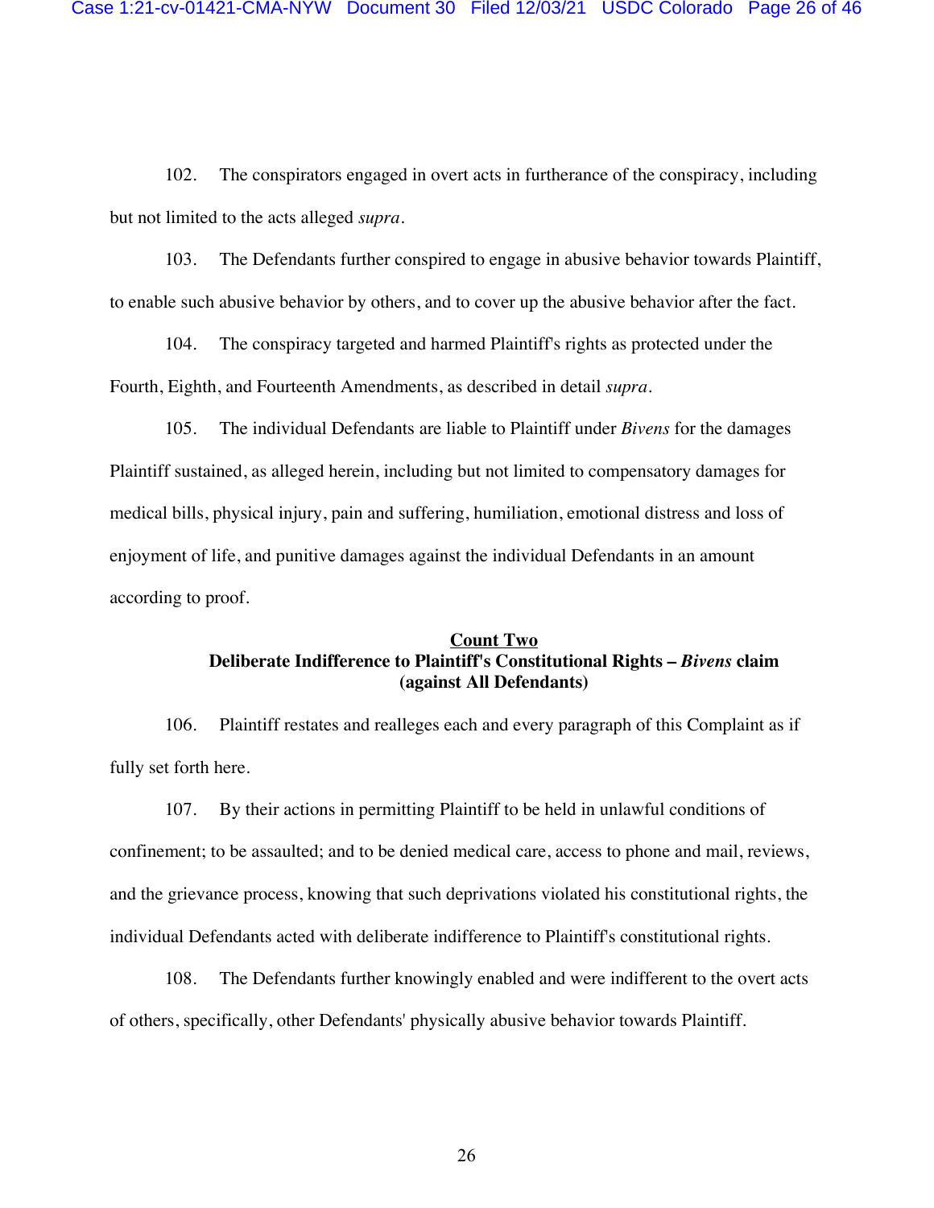102. The conspirators engaged in overt acts in furtherance of the conspiracy, including but not limited to the acts alleged *supra*.

103. The Defendants further conspired to engage in abusive behavior towards Plaintiff, to enable such abusive behavior by others, and to cover up the abusive behavior after the fact.

104. The conspiracy targeted and harmed Plaintiff's rights as protected under the Fourth, Eighth, and Fourteenth Amendments, as described in detail *supra*.

105. The individual Defendants are liable to Plaintiff under *Bivens* for the damages Plaintiff sustained, as alleged herein, including but not limited to compensatory damages for medical bills, physical injury, pain and suffering, humiliation, emotional distress and loss of enjoyment of life, and punitive damages against the individual Defendants in an amount according to proof.

**Count Two**
**Deliberate Indifference to Plaintiff's Constitutional Rights – *Bivens* claim**
**(against All Defendants)**

106. Plaintiff restates and realleges each and every paragraph of this Complaint as if fully set forth here.

107. By their actions in permitting Plaintiff to be held in unlawful conditions of confinement; to be assaulted; and to be denied medical care, access to phone and mail, reviews, and the grievance process, knowing that such deprivations violated his constitutional rights, the individual Defendants acted with deliberate indifference to Plaintiff's constitutional rights.

108. The Defendants further knowingly enabled and were indifferent to the overt acts of others, specifically, other Defendants' physically abusive behavior towards Plaintiff.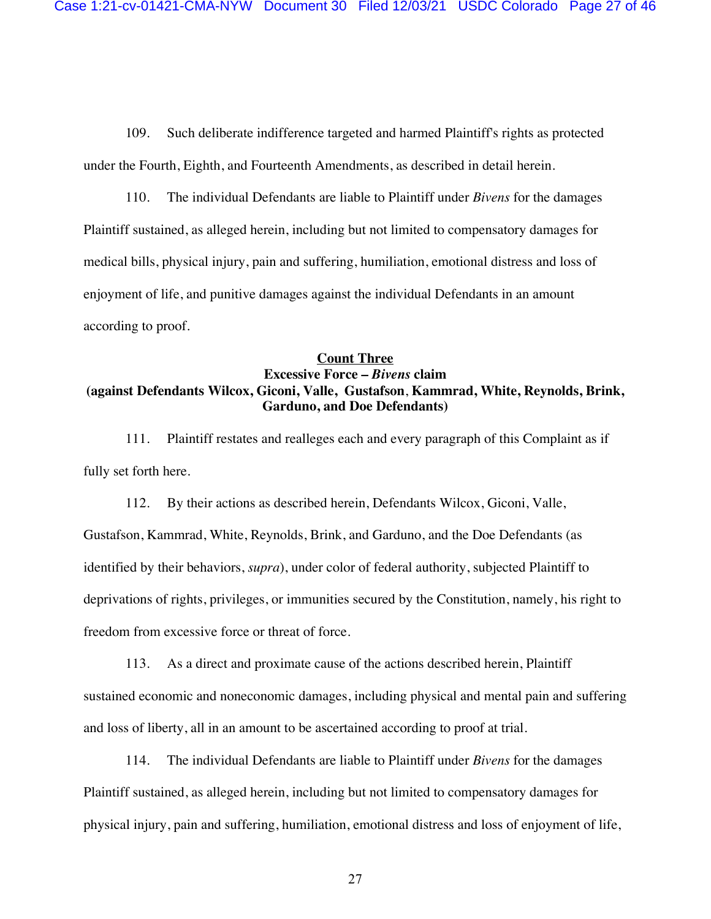109. Such deliberate indifference targeted and harmed Plaintiff's rights as protected under the Fourth, Eighth, and Fourteenth Amendments, as described in detail herein.

110. The individual Defendants are liable to Plaintiff under *Bivens* for the damages Plaintiff sustained, as alleged herein, including but not limited to compensatory damages for medical bills, physical injury, pain and suffering, humiliation, emotional distress and loss of enjoyment of life, and punitive damages against the individual Defendants in an amount according to proof.

**Count Three**
**Excessive Force – *Bivens* claim**
**(against Defendants Wilcox, Giconi, Valle, Gustafson, Kammrad, White, Reynolds, Brink, Garduno, and Doe Defendants)**

111. Plaintiff restates and realleges each and every paragraph of this Complaint as if fully set forth here.

112. By their actions as described herein, Defendants Wilcox, Giconi, Valle, Gustafson, Kammrad, White, Reynolds, Brink, and Garduno, and the Doe Defendants (as identified by their behaviors, *supra*), under color of federal authority, subjected Plaintiff to deprivations of rights, privileges, or immunities secured by the Constitution, namely, his right to freedom from excessive force or threat of force.

113. As a direct and proximate cause of the actions described herein, Plaintiff sustained economic and noneconomic damages, including physical and mental pain and suffering and loss of liberty, all in an amount to be ascertained according to proof at trial.

114. The individual Defendants are liable to Plaintiff under *Bivens* for the damages Plaintiff sustained, as alleged herein, including but not limited to compensatory damages for physical injury, pain and suffering, humiliation, emotional distress and loss of enjoyment of life,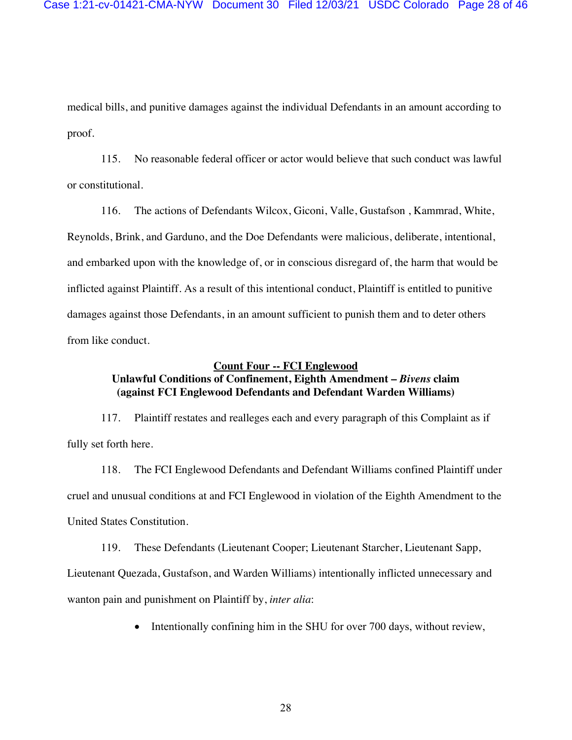medical bills, and punitive damages against the individual Defendants in an amount according to proof.

115. No reasonable federal officer or actor would believe that such conduct was lawful or constitutional.

116. The actions of Defendants Wilcox, Giconi, Valle, Gustafson , Kammrad, White, Reynolds, Brink, and Garduno, and the Doe Defendants were malicious, deliberate, intentional, and embarked upon with the knowledge of, or in conscious disregard of, the harm that would be inflicted against Plaintiff. As a result of this intentional conduct, Plaintiff is entitled to punitive damages against those Defendants, in an amount sufficient to punish them and to deter others from like conduct.

<u>**Count Four -- FCI Englewood**</u>

**Unlawful Conditions of Confinement, Eighth Amendment – *Bivens* claim (against FCI Englewood Defendants and Defendant Warden Williams)**

117. Plaintiff restates and realleges each and every paragraph of this Complaint as if fully set forth here.

118. The FCI Englewood Defendants and Defendant Williams confined Plaintiff under cruel and unusual conditions at and FCI Englewood in violation of the Eighth Amendment to the United States Constitution.

119. These Defendants (Lieutenant Cooper; Lieutenant Starcher, Lieutenant Sapp, Lieutenant Quezada, Gustafson, and Warden Williams) intentionally inflicted unnecessary and wanton pain and punishment on Plaintiff by, *inter alia*:

- Intentionally confining him in the SHU for over 700 days, without review,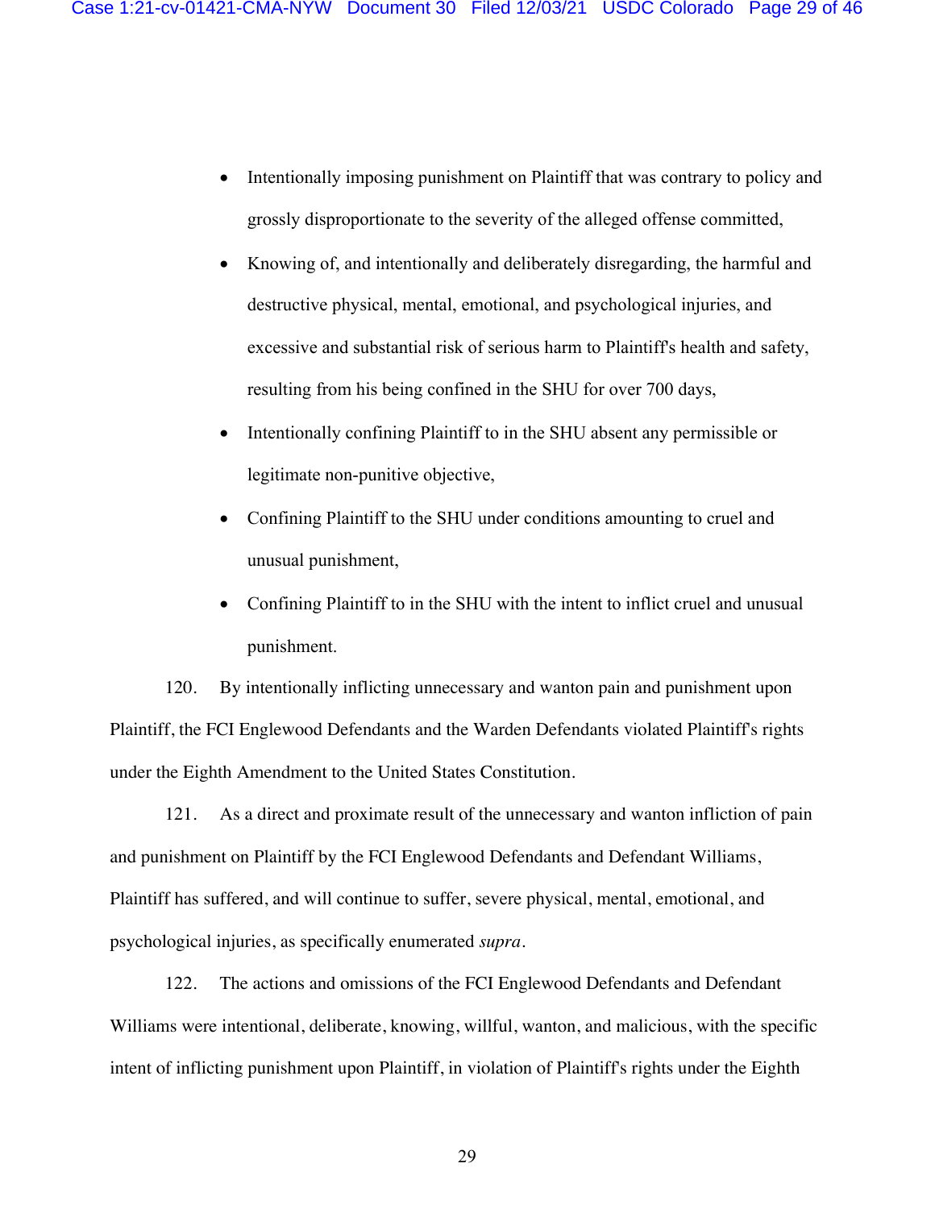- Intentionally imposing punishment on Plaintiff that was contrary to policy and grossly disproportionate to the severity of the alleged offense committed,
- Knowing of, and intentionally and deliberately disregarding, the harmful and destructive physical, mental, emotional, and psychological injuries, and excessive and substantial risk of serious harm to Plaintiff's health and safety, resulting from his being confined in the SHU for over 700 days,
- Intentionally confining Plaintiff to in the SHU absent any permissible or legitimate non-punitive objective,
- Confining Plaintiff to the SHU under conditions amounting to cruel and unusual punishment,
- Confining Plaintiff to in the SHU with the intent to inflict cruel and unusual punishment.

120. By intentionally inflicting unnecessary and wanton pain and punishment upon Plaintiff, the FCI Englewood Defendants and the Warden Defendants violated Plaintiff's rights under the Eighth Amendment to the United States Constitution.

121. As a direct and proximate result of the unnecessary and wanton infliction of pain and punishment on Plaintiff by the FCI Englewood Defendants and Defendant Williams, Plaintiff has suffered, and will continue to suffer, severe physical, mental, emotional, and psychological injuries, as specifically enumerated *supra*.

122. The actions and omissions of the FCI Englewood Defendants and Defendant Williams were intentional, deliberate, knowing, willful, wanton, and malicious, with the specific intent of inflicting punishment upon Plaintiff, in violation of Plaintiff's rights under the Eighth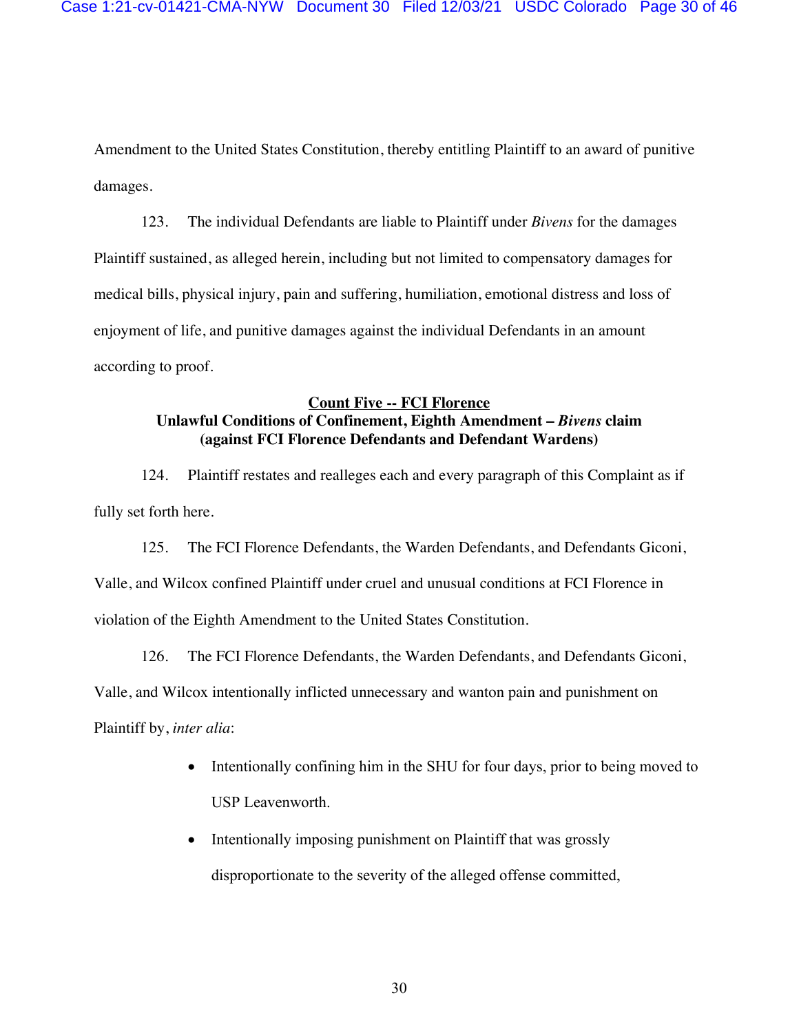Amendment to the United States Constitution, thereby entitling Plaintiff to an award of punitive damages.

123. The individual Defendants are liable to Plaintiff under *Bivens* for the damages Plaintiff sustained, as alleged herein, including but not limited to compensatory damages for medical bills, physical injury, pain and suffering, humiliation, emotional distress and loss of enjoyment of life, and punitive damages against the individual Defendants in an amount according to proof.

**Count Five -- FCI Florence**
**Unlawful Conditions of Confinement, Eighth Amendment – *Bivens* claim**
**(against FCI Florence Defendants and Defendant Wardens)**

124. Plaintiff restates and realleges each and every paragraph of this Complaint as if fully set forth here.

125. The FCI Florence Defendants, the Warden Defendants, and Defendants Giconi, Valle, and Wilcox confined Plaintiff under cruel and unusual conditions at FCI Florence in violation of the Eighth Amendment to the United States Constitution.

126. The FCI Florence Defendants, the Warden Defendants, and Defendants Giconi, Valle, and Wilcox intentionally inflicted unnecessary and wanton pain and punishment on Plaintiff by, *inter alia*:

- Intentionally confining him in the SHU for four days, prior to being moved to USP Leavenworth.
- Intentionally imposing punishment on Plaintiff that was grossly disproportionate to the severity of the alleged offense committed,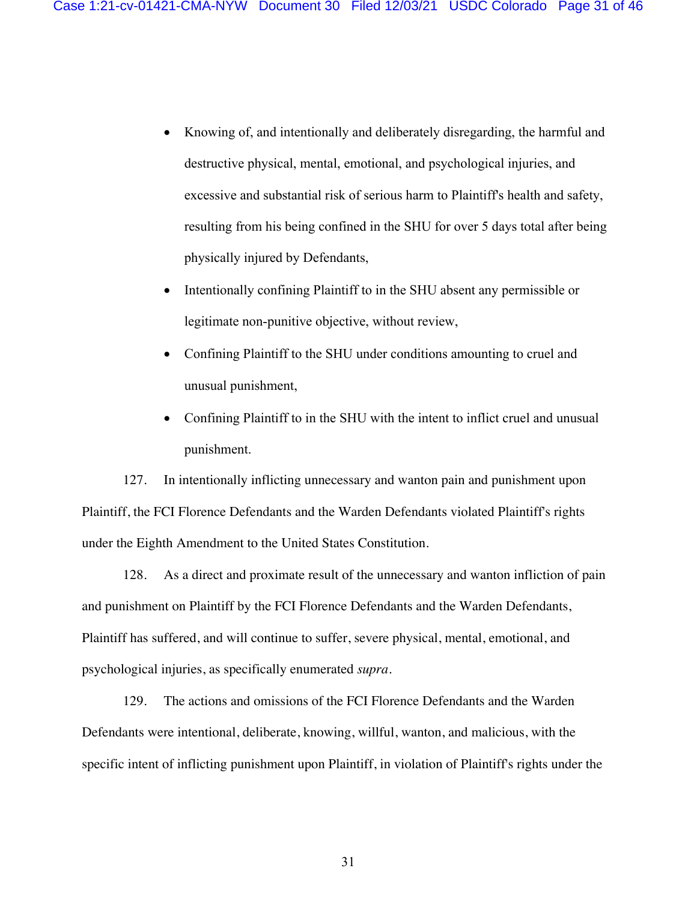- Knowing of, and intentionally and deliberately disregarding, the harmful and destructive physical, mental, emotional, and psychological injuries, and excessive and substantial risk of serious harm to Plaintiff's health and safety, resulting from his being confined in the SHU for over 5 days total after being physically injured by Defendants,
- Intentionally confining Plaintiff to in the SHU absent any permissible or legitimate non-punitive objective, without review,
- Confining Plaintiff to the SHU under conditions amounting to cruel and unusual punishment,
- Confining Plaintiff to in the SHU with the intent to inflict cruel and unusual punishment.

127. In intentionally inflicting unnecessary and wanton pain and punishment upon Plaintiff, the FCI Florence Defendants and the Warden Defendants violated Plaintiff's rights under the Eighth Amendment to the United States Constitution.

128. As a direct and proximate result of the unnecessary and wanton infliction of pain and punishment on Plaintiff by the FCI Florence Defendants and the Warden Defendants, Plaintiff has suffered, and will continue to suffer, severe physical, mental, emotional, and psychological injuries, as specifically enumerated *supra*.

129. The actions and omissions of the FCI Florence Defendants and the Warden Defendants were intentional, deliberate, knowing, willful, wanton, and malicious, with the specific intent of inflicting punishment upon Plaintiff, in violation of Plaintiff's rights under the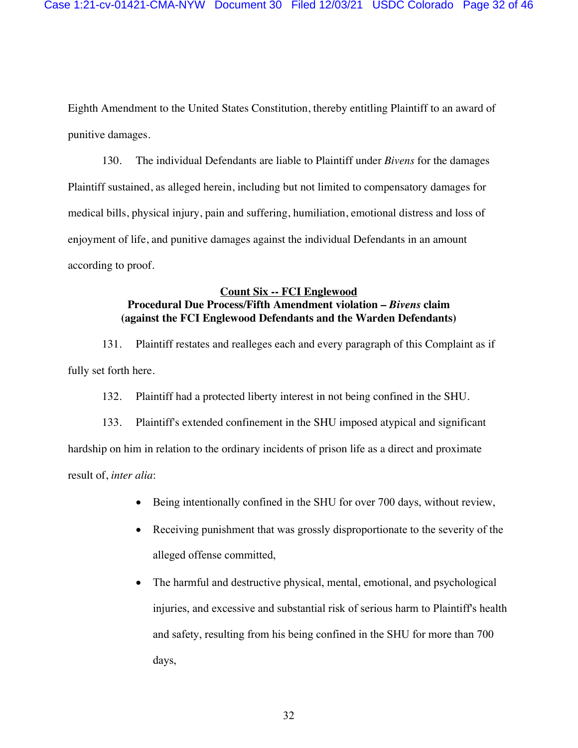Eighth Amendment to the United States Constitution, thereby entitling Plaintiff to an award of punitive damages.

130. The individual Defendants are liable to Plaintiff under *Bivens* for the damages Plaintiff sustained, as alleged herein, including but not limited to compensatory damages for medical bills, physical injury, pain and suffering, humiliation, emotional distress and loss of enjoyment of life, and punitive damages against the individual Defendants in an amount according to proof.

**<u>Count Six -- FCI Englewood</u>**
**Procedural Due Process/Fifth Amendment violation – *Bivens* claim**
**(against the FCI Englewood Defendants and the Warden Defendants)**

131. Plaintiff restates and realleges each and every paragraph of this Complaint as if fully set forth here.

132. Plaintiff had a protected liberty interest in not being confined in the SHU.

133. Plaintiff's extended confinement in the SHU imposed atypical and significant hardship on him in relation to the ordinary incidents of prison life as a direct and proximate result of, *inter alia*:

- Being intentionally confined in the SHU for over 700 days, without review,
- Receiving punishment that was grossly disproportionate to the severity of the alleged offense committed,
- The harmful and destructive physical, mental, emotional, and psychological injuries, and excessive and substantial risk of serious harm to Plaintiff's health and safety, resulting from his being confined in the SHU for more than 700 days,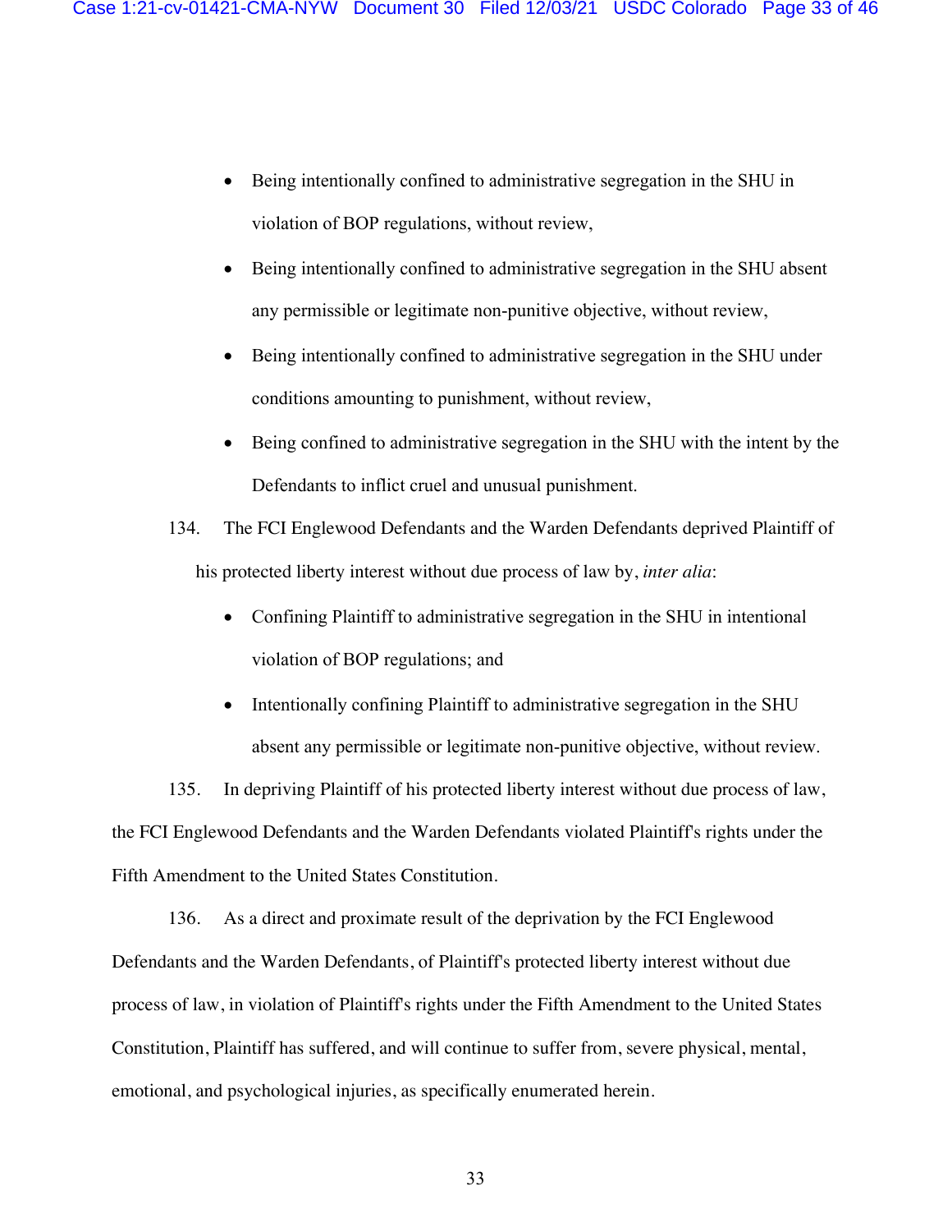- Being intentionally confined to administrative segregation in the SHU in violation of BOP regulations, without review,
- Being intentionally confined to administrative segregation in the SHU absent any permissible or legitimate non-punitive objective, without review,
- Being intentionally confined to administrative segregation in the SHU under conditions amounting to punishment, without review,
- Being confined to administrative segregation in the SHU with the intent by the Defendants to inflict cruel and unusual punishment.

134. The FCI Englewood Defendants and the Warden Defendants deprived Plaintiff of his protected liberty interest without due process of law by, *inter alia*:

- Confining Plaintiff to administrative segregation in the SHU in intentional violation of BOP regulations; and
- Intentionally confining Plaintiff to administrative segregation in the SHU absent any permissible or legitimate non-punitive objective, without review.

135. In depriving Plaintiff of his protected liberty interest without due process of law, the FCI Englewood Defendants and the Warden Defendants violated Plaintiff's rights under the Fifth Amendment to the United States Constitution.

136. As a direct and proximate result of the deprivation by the FCI Englewood Defendants and the Warden Defendants, of Plaintiff's protected liberty interest without due process of law, in violation of Plaintiff's rights under the Fifth Amendment to the United States Constitution, Plaintiff has suffered, and will continue to suffer from, severe physical, mental, emotional, and psychological injuries, as specifically enumerated herein.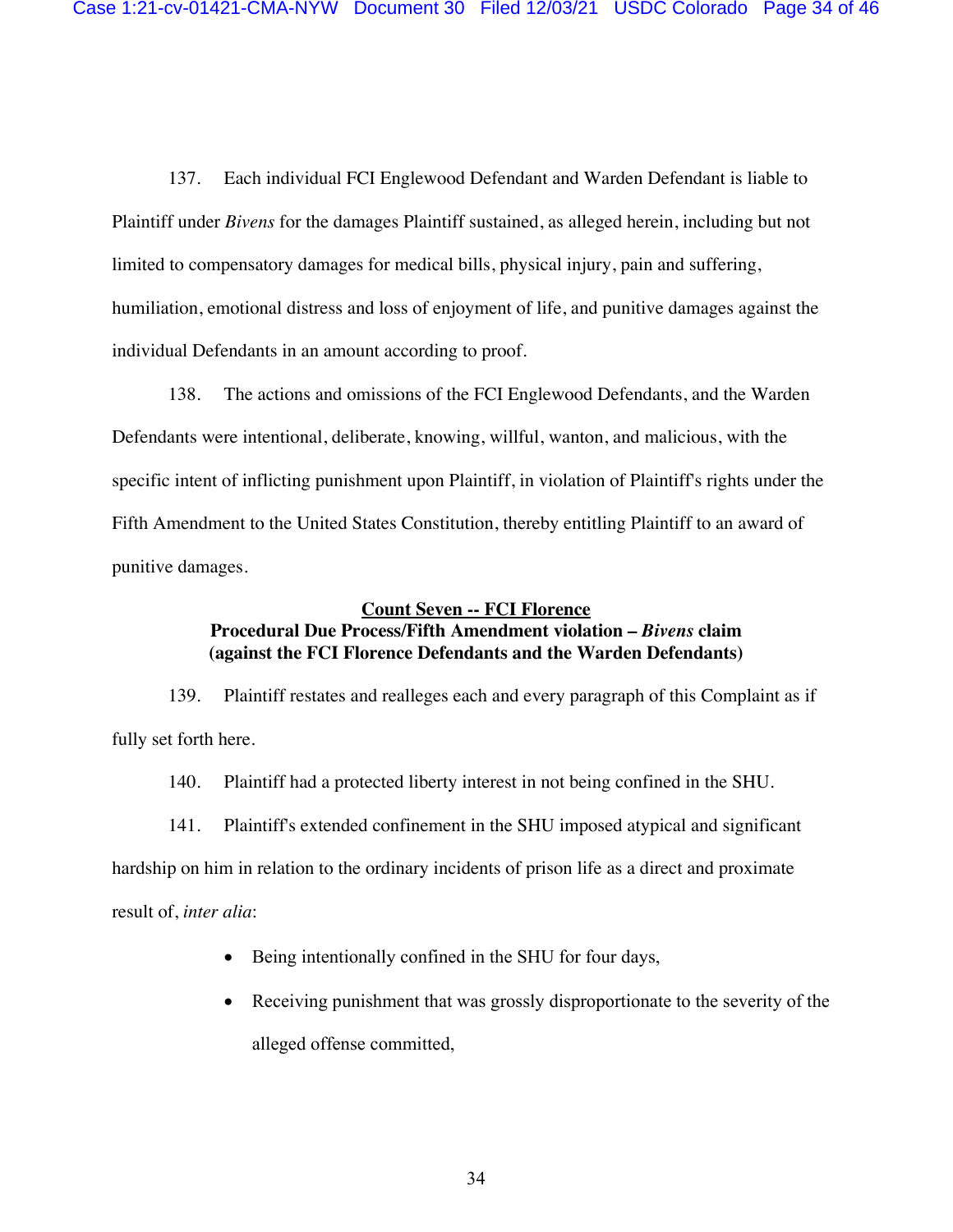137. Each individual FCI Englewood Defendant and Warden Defendant is liable to Plaintiff under *Bivens* for the damages Plaintiff sustained, as alleged herein, including but not limited to compensatory damages for medical bills, physical injury, pain and suffering, humiliation, emotional distress and loss of enjoyment of life, and punitive damages against the individual Defendants in an amount according to proof.

138. The actions and omissions of the FCI Englewood Defendants, and the Warden Defendants were intentional, deliberate, knowing, willful, wanton, and malicious, with the specific intent of inflicting punishment upon Plaintiff, in violation of Plaintiff's rights under the Fifth Amendment to the United States Constitution, thereby entitling Plaintiff to an award of punitive damages.

**Count Seven -- FCI Florence**
**Procedural Due Process/Fifth Amendment violation – *Bivens* claim**
**(against the FCI Florence Defendants and the Warden Defendants)**

139. Plaintiff restates and realleges each and every paragraph of this Complaint as if fully set forth here.

140. Plaintiff had a protected liberty interest in not being confined in the SHU.

141. Plaintiff's extended confinement in the SHU imposed atypical and significant hardship on him in relation to the ordinary incidents of prison life as a direct and proximate result of, *inter alia*:

- Being intentionally confined in the SHU for four days,
- Receiving punishment that was grossly disproportionate to the severity of the alleged offense committed,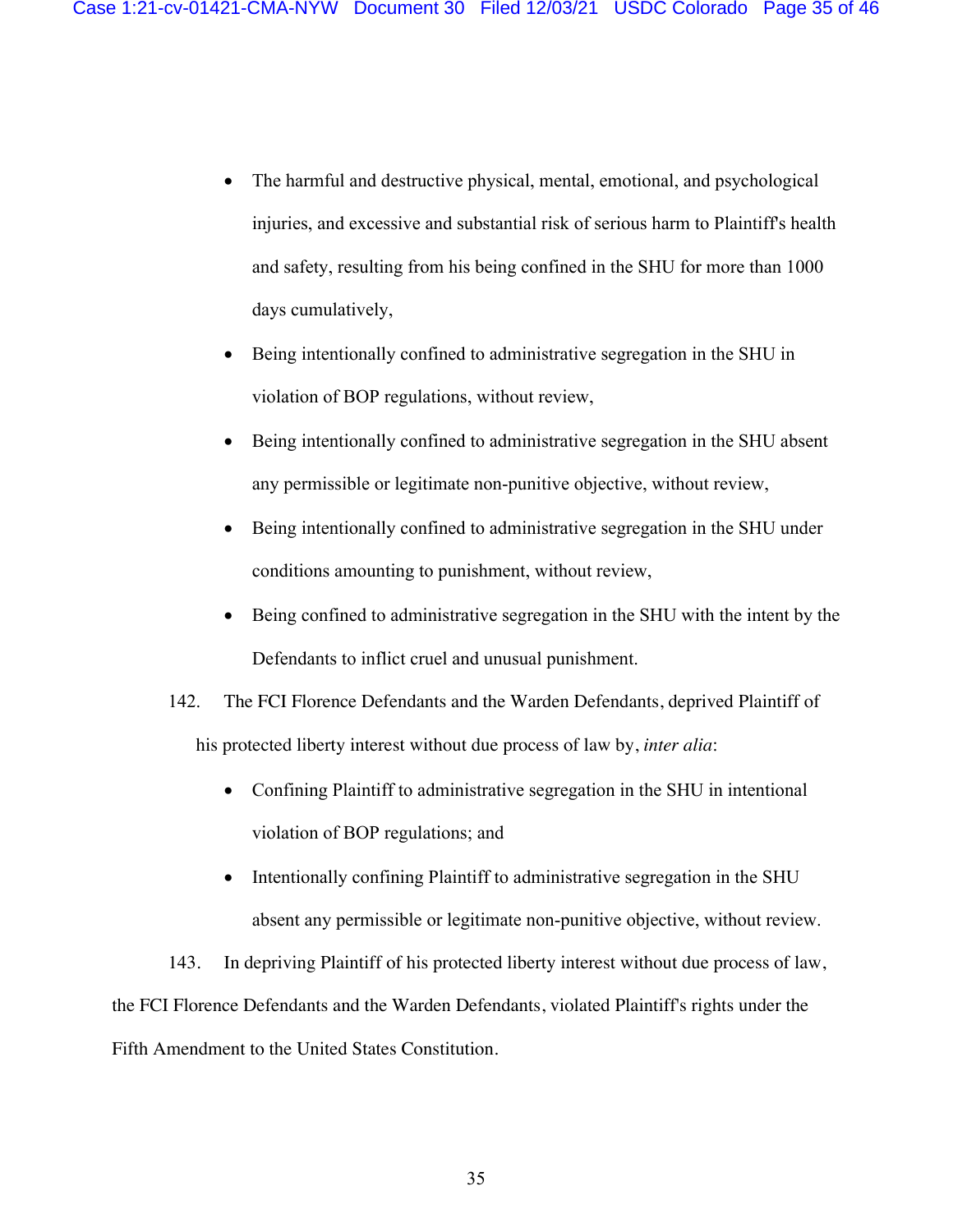- The harmful and destructive physical, mental, emotional, and psychological injuries, and excessive and substantial risk of serious harm to Plaintiff's health and safety, resulting from his being confined in the SHU for more than 1000 days cumulatively,
- Being intentionally confined to administrative segregation in the SHU in violation of BOP regulations, without review,
- Being intentionally confined to administrative segregation in the SHU absent any permissible or legitimate non-punitive objective, without review,
- Being intentionally confined to administrative segregation in the SHU under conditions amounting to punishment, without review,
- Being confined to administrative segregation in the SHU with the intent by the Defendants to inflict cruel and unusual punishment.

142. The FCI Florence Defendants and the Warden Defendants, deprived Plaintiff of his protected liberty interest without due process of law by, *inter alia*:

- Confining Plaintiff to administrative segregation in the SHU in intentional violation of BOP regulations; and
- Intentionally confining Plaintiff to administrative segregation in the SHU absent any permissible or legitimate non-punitive objective, without review.

143. In depriving Plaintiff of his protected liberty interest without due process of law, the FCI Florence Defendants and the Warden Defendants, violated Plaintiff's rights under the Fifth Amendment to the United States Constitution.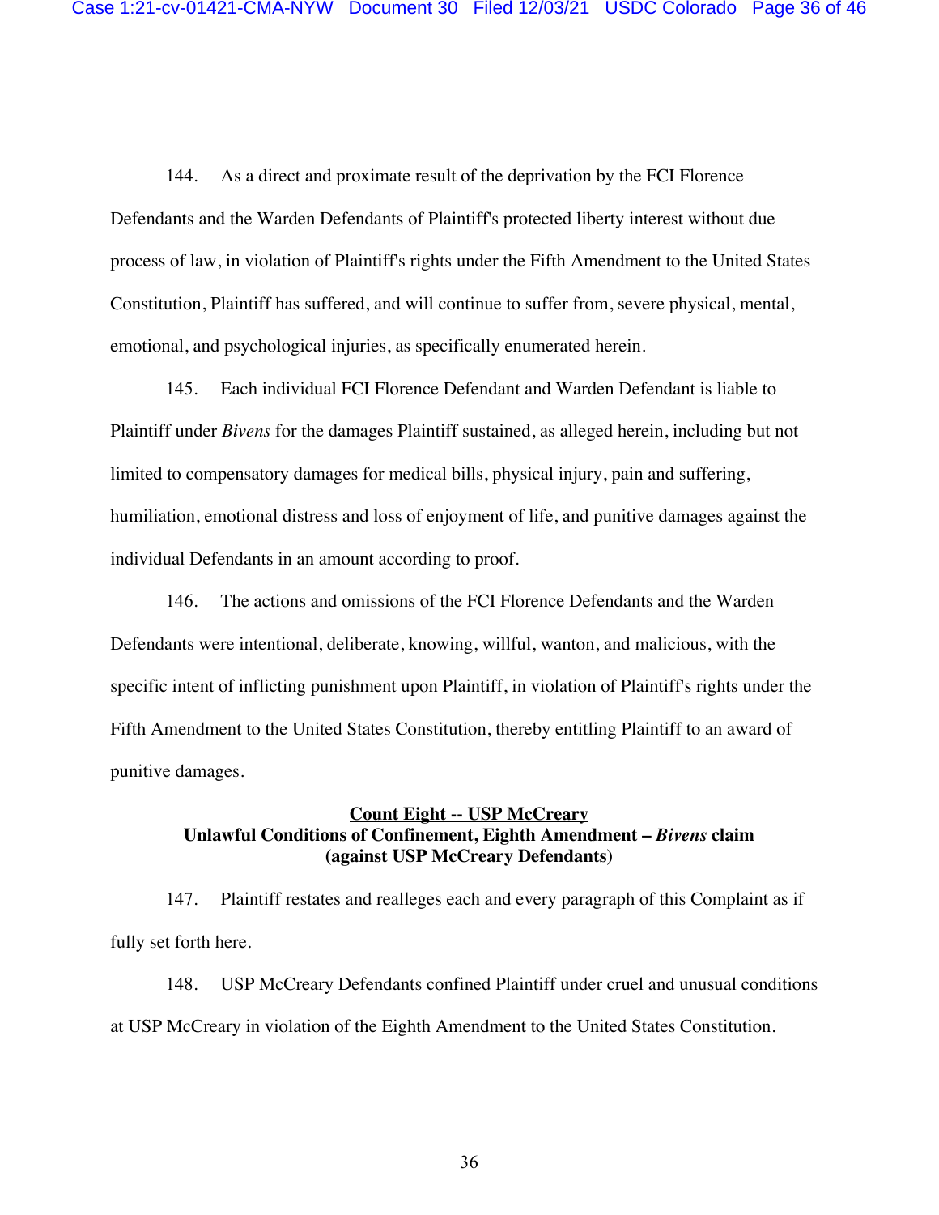144. As a direct and proximate result of the deprivation by the FCI Florence Defendants and the Warden Defendants of Plaintiff's protected liberty interest without due process of law, in violation of Plaintiff's rights under the Fifth Amendment to the United States Constitution, Plaintiff has suffered, and will continue to suffer from, severe physical, mental, emotional, and psychological injuries, as specifically enumerated herein.

145. Each individual FCI Florence Defendant and Warden Defendant is liable to Plaintiff under *Bivens* for the damages Plaintiff sustained, as alleged herein, including but not limited to compensatory damages for medical bills, physical injury, pain and suffering, humiliation, emotional distress and loss of enjoyment of life, and punitive damages against the individual Defendants in an amount according to proof.

146. The actions and omissions of the FCI Florence Defendants and the Warden Defendants were intentional, deliberate, knowing, willful, wanton, and malicious, with the specific intent of inflicting punishment upon Plaintiff, in violation of Plaintiff's rights under the Fifth Amendment to the United States Constitution, thereby entitling Plaintiff to an award of punitive damages.

**Count Eight -- USP McCreary**
**Unlawful Conditions of Confinement, Eighth Amendment – *Bivens* claim**
**(against USP McCreary Defendants)**

147. Plaintiff restates and realleges each and every paragraph of this Complaint as if fully set forth here.

148. USP McCreary Defendants confined Plaintiff under cruel and unusual conditions at USP McCreary in violation of the Eighth Amendment to the United States Constitution.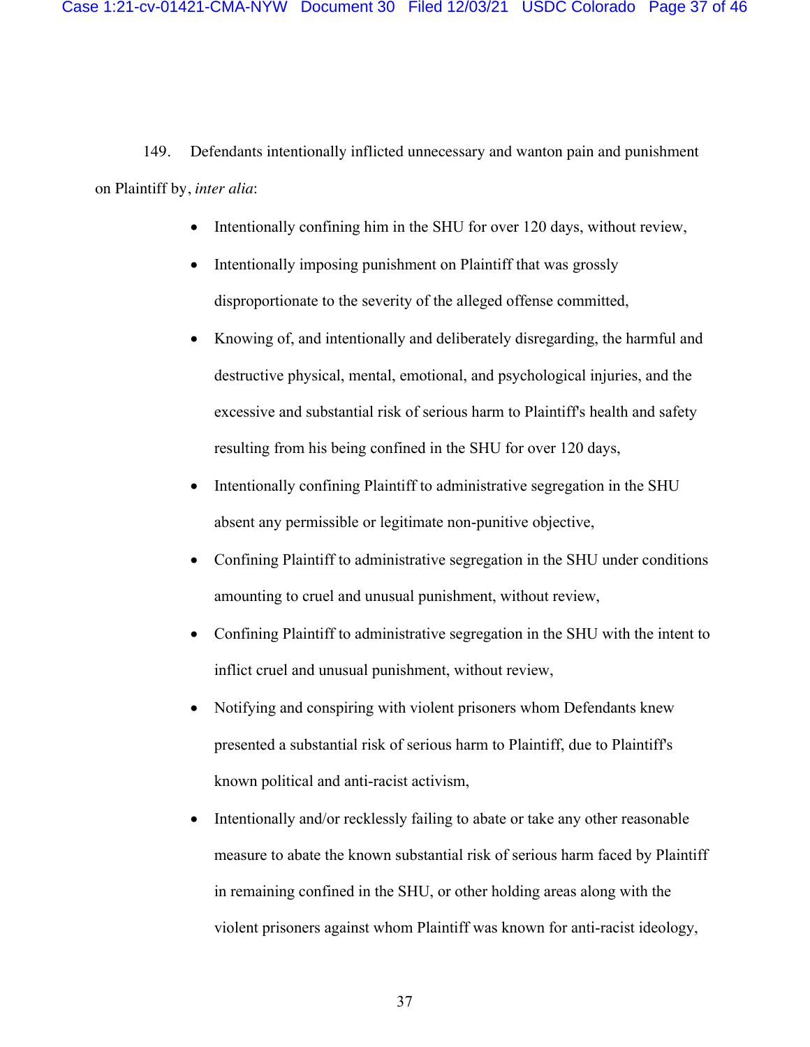149. Defendants intentionally inflicted unnecessary and wanton pain and punishment on Plaintiff by, *inter alia*:

- Intentionally confining him in the SHU for over 120 days, without review,
- Intentionally imposing punishment on Plaintiff that was grossly disproportionate to the severity of the alleged offense committed,
- Knowing of, and intentionally and deliberately disregarding, the harmful and destructive physical, mental, emotional, and psychological injuries, and the excessive and substantial risk of serious harm to Plaintiff's health and safety resulting from his being confined in the SHU for over 120 days,
- Intentionally confining Plaintiff to administrative segregation in the SHU absent any permissible or legitimate non-punitive objective,
- Confining Plaintiff to administrative segregation in the SHU under conditions amounting to cruel and unusual punishment, without review,
- Confining Plaintiff to administrative segregation in the SHU with the intent to inflict cruel and unusual punishment, without review,
- Notifying and conspiring with violent prisoners whom Defendants knew presented a substantial risk of serious harm to Plaintiff, due to Plaintiff's known political and anti-racist activism,
- Intentionally and/or recklessly failing to abate or take any other reasonable measure to abate the known substantial risk of serious harm faced by Plaintiff in remaining confined in the SHU, or other holding areas along with the violent prisoners against whom Plaintiff was known for anti-racist ideology,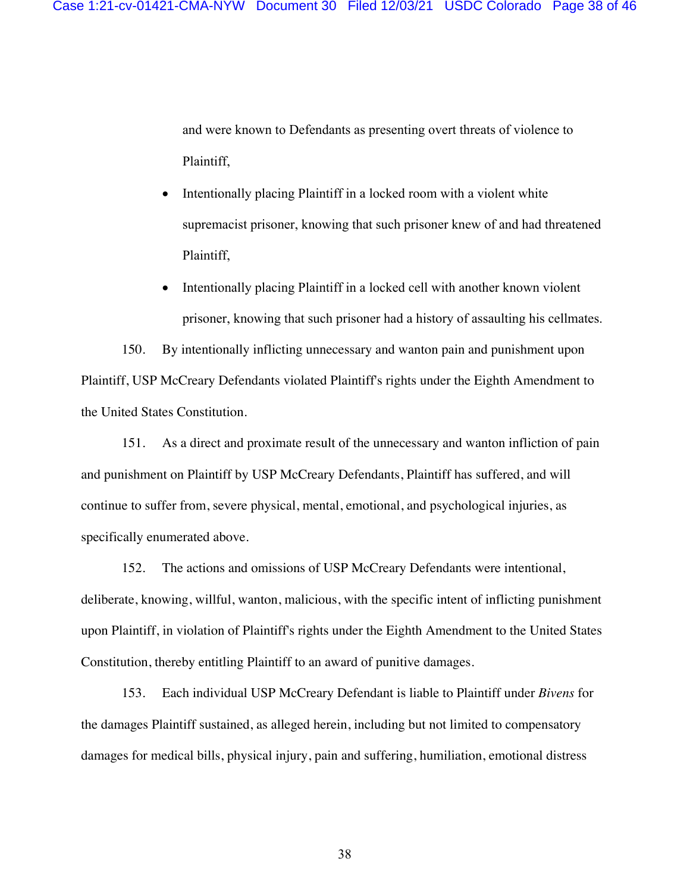and were known to Defendants as presenting overt threats of violence to Plaintiff,

- Intentionally placing Plaintiff in a locked room with a violent white supremacist prisoner, knowing that such prisoner knew of and had threatened Plaintiff,
- Intentionally placing Plaintiff in a locked cell with another known violent prisoner, knowing that such prisoner had a history of assaulting his cellmates.

150. By intentionally inflicting unnecessary and wanton pain and punishment upon Plaintiff, USP McCreary Defendants violated Plaintiff's rights under the Eighth Amendment to the United States Constitution.

151. As a direct and proximate result of the unnecessary and wanton infliction of pain and punishment on Plaintiff by USP McCreary Defendants, Plaintiff has suffered, and will continue to suffer from, severe physical, mental, emotional, and psychological injuries, as specifically enumerated above.

152. The actions and omissions of USP McCreary Defendants were intentional, deliberate, knowing, willful, wanton, malicious, with the specific intent of inflicting punishment upon Plaintiff, in violation of Plaintiff's rights under the Eighth Amendment to the United States Constitution, thereby entitling Plaintiff to an award of punitive damages.

153. Each individual USP McCreary Defendant is liable to Plaintiff under *Bivens* for the damages Plaintiff sustained, as alleged herein, including but not limited to compensatory damages for medical bills, physical injury, pain and suffering, humiliation, emotional distress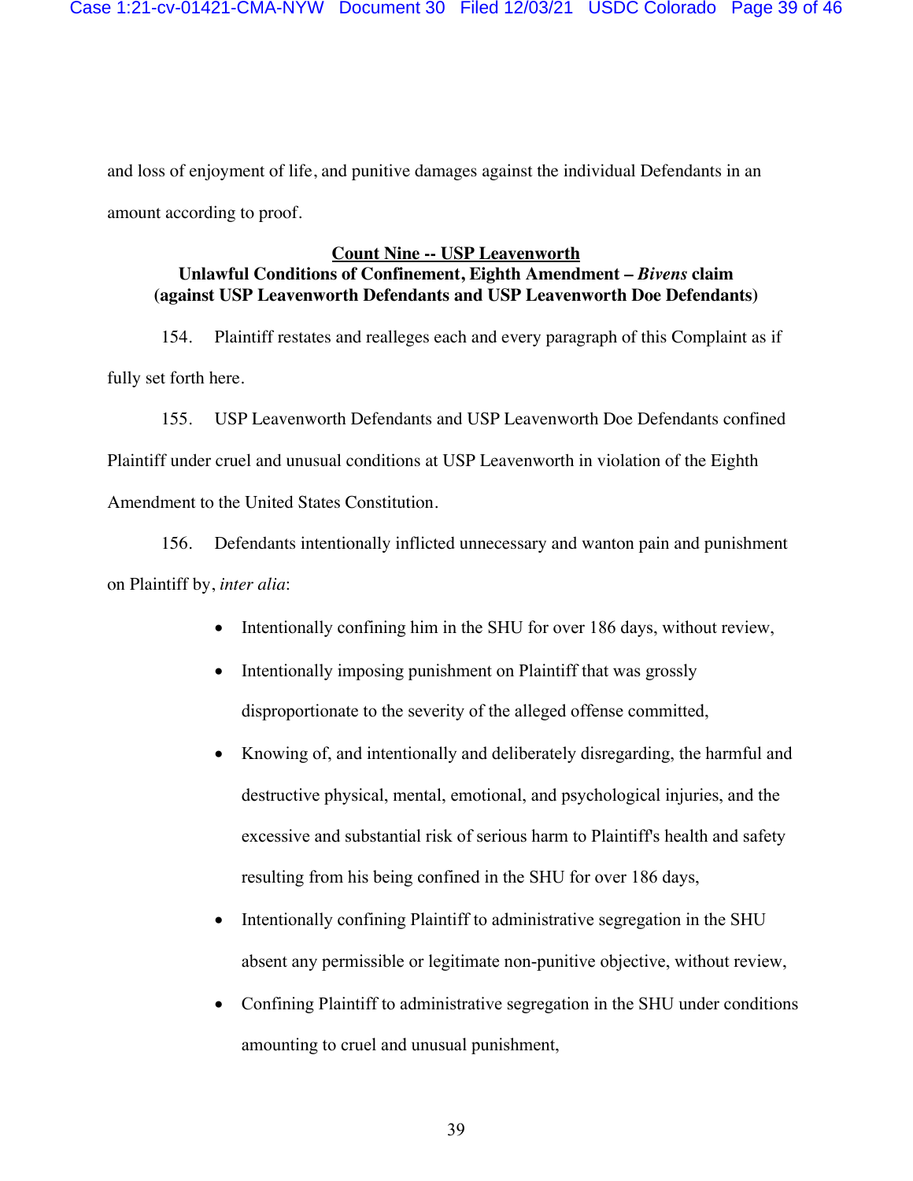and loss of enjoyment of life, and punitive damages against the individual Defendants in an amount according to proof.

**<u>Count Nine -- USP Leavenworth</u>**
**Unlawful Conditions of Confinement, Eighth Amendment – *Bivens* claim**
**(against USP Leavenworth Defendants and USP Leavenworth Doe Defendants)**

154. Plaintiff restates and realleges each and every paragraph of this Complaint as if fully set forth here.

155. USP Leavenworth Defendants and USP Leavenworth Doe Defendants confined Plaintiff under cruel and unusual conditions at USP Leavenworth in violation of the Eighth Amendment to the United States Constitution.

156. Defendants intentionally inflicted unnecessary and wanton pain and punishment on Plaintiff by, *inter alia*:

- Intentionally confining him in the SHU for over 186 days, without review,
- Intentionally imposing punishment on Plaintiff that was grossly disproportionate to the severity of the alleged offense committed,
- Knowing of, and intentionally and deliberately disregarding, the harmful and destructive physical, mental, emotional, and psychological injuries, and the excessive and substantial risk of serious harm to Plaintiff's health and safety resulting from his being confined in the SHU for over 186 days,
- Intentionally confining Plaintiff to administrative segregation in the SHU absent any permissible or legitimate non-punitive objective, without review,
- Confining Plaintiff to administrative segregation in the SHU under conditions amounting to cruel and unusual punishment,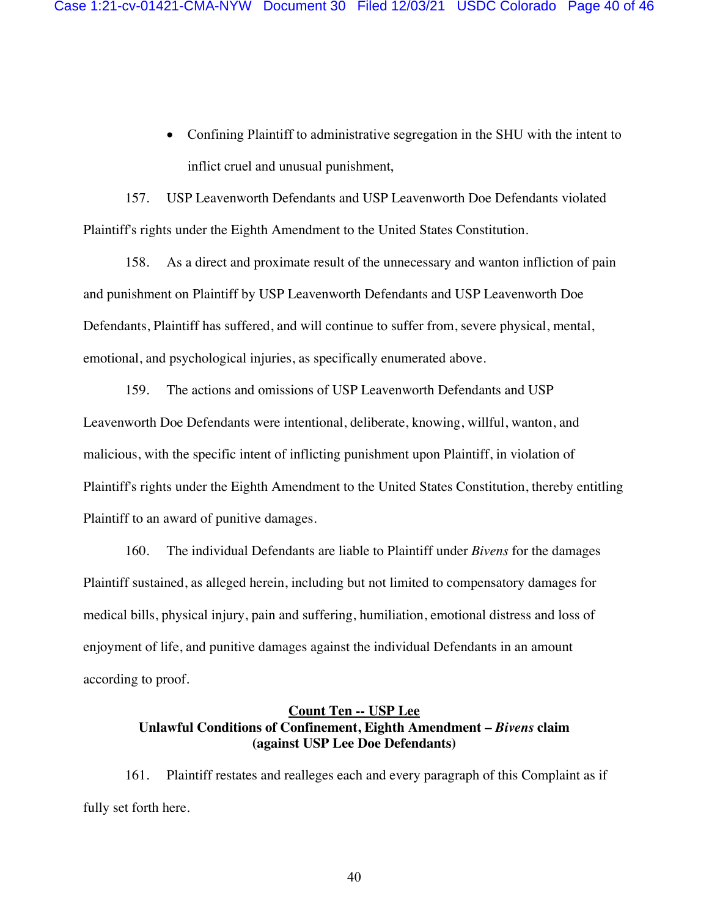- Confining Plaintiff to administrative segregation in the SHU with the intent to inflict cruel and unusual punishment,

157. USP Leavenworth Defendants and USP Leavenworth Doe Defendants violated Plaintiff's rights under the Eighth Amendment to the United States Constitution.

158. As a direct and proximate result of the unnecessary and wanton infliction of pain and punishment on Plaintiff by USP Leavenworth Defendants and USP Leavenworth Doe Defendants, Plaintiff has suffered, and will continue to suffer from, severe physical, mental, emotional, and psychological injuries, as specifically enumerated above.

159. The actions and omissions of USP Leavenworth Defendants and USP Leavenworth Doe Defendants were intentional, deliberate, knowing, willful, wanton, and malicious, with the specific intent of inflicting punishment upon Plaintiff, in violation of Plaintiff's rights under the Eighth Amendment to the United States Constitution, thereby entitling Plaintiff to an award of punitive damages.

160. The individual Defendants are liable to Plaintiff under *Bivens* for the damages Plaintiff sustained, as alleged herein, including but not limited to compensatory damages for medical bills, physical injury, pain and suffering, humiliation, emotional distress and loss of enjoyment of life, and punitive damages against the individual Defendants in an amount according to proof.

## Count Ten -- USP Lee
**Unlawful Conditions of Confinement, Eighth Amendment – *Bivens* claim (against USP Lee Doe Defendants)**

161. Plaintiff restates and realleges each and every paragraph of this Complaint as if fully set forth here.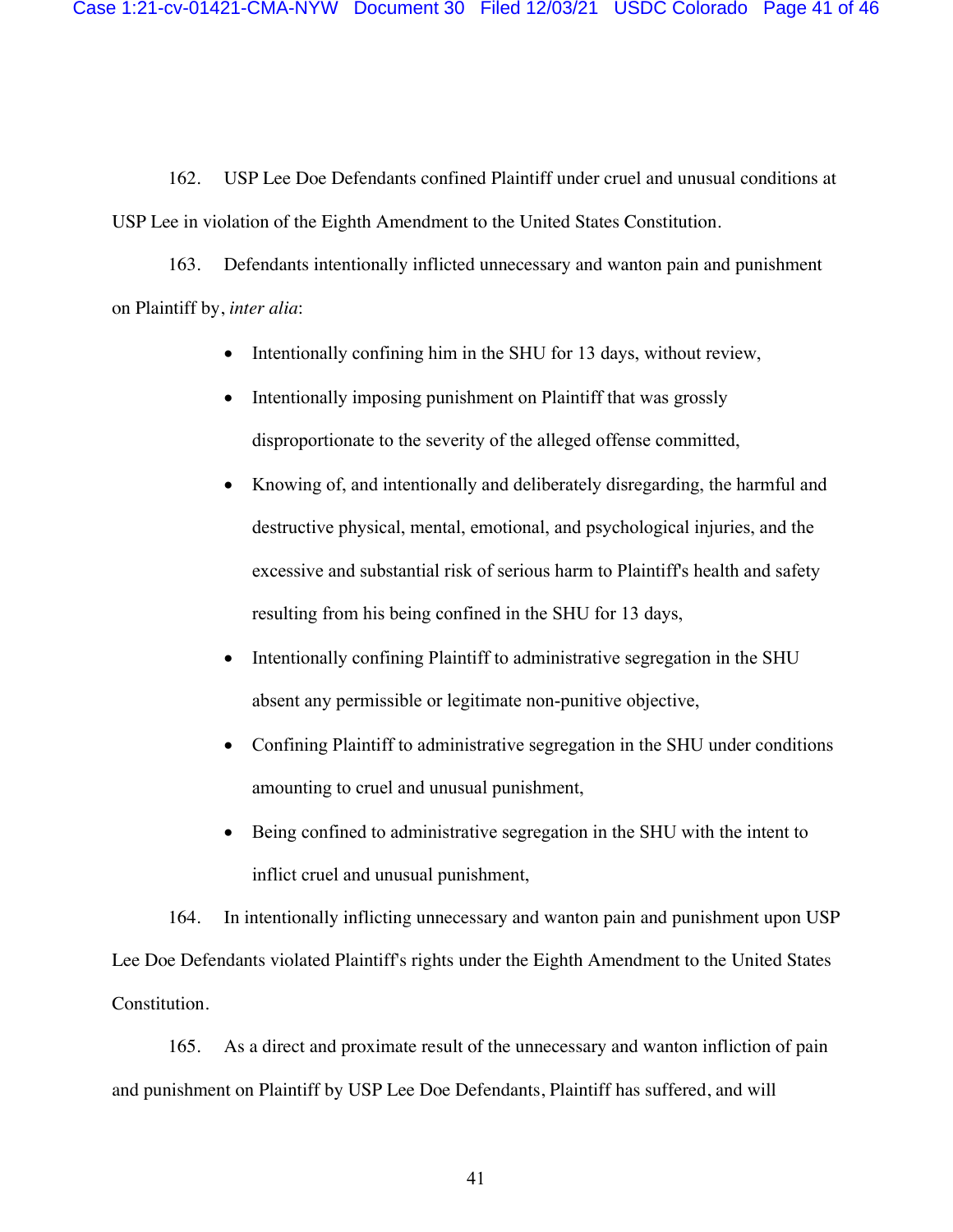162. USP Lee Doe Defendants confined Plaintiff under cruel and unusual conditions at USP Lee in violation of the Eighth Amendment to the United States Constitution.

163. Defendants intentionally inflicted unnecessary and wanton pain and punishment on Plaintiff by, *inter alia*:

- Intentionally confining him in the SHU for 13 days, without review,
- Intentionally imposing punishment on Plaintiff that was grossly disproportionate to the severity of the alleged offense committed,
- Knowing of, and intentionally and deliberately disregarding, the harmful and destructive physical, mental, emotional, and psychological injuries, and the excessive and substantial risk of serious harm to Plaintiff's health and safety resulting from his being confined in the SHU for 13 days,
- Intentionally confining Plaintiff to administrative segregation in the SHU absent any permissible or legitimate non-punitive objective,
- Confining Plaintiff to administrative segregation in the SHU under conditions amounting to cruel and unusual punishment,
- Being confined to administrative segregation in the SHU with the intent to inflict cruel and unusual punishment,

164. In intentionally inflicting unnecessary and wanton pain and punishment upon USP Lee Doe Defendants violated Plaintiff's rights under the Eighth Amendment to the United States Constitution.

165. As a direct and proximate result of the unnecessary and wanton infliction of pain and punishment on Plaintiff by USP Lee Doe Defendants, Plaintiff has suffered, and will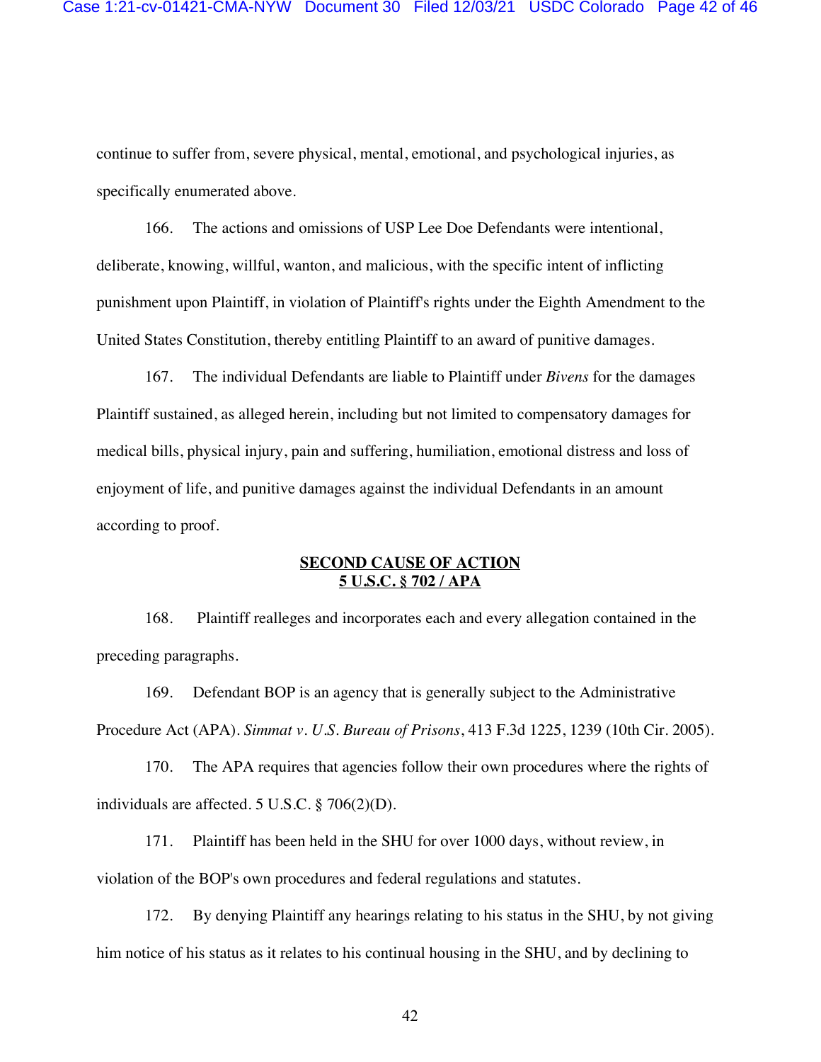continue to suffer from, severe physical, mental, emotional, and psychological injuries, as specifically enumerated above.

166. The actions and omissions of USP Lee Doe Defendants were intentional, deliberate, knowing, willful, wanton, and malicious, with the specific intent of inflicting punishment upon Plaintiff, in violation of Plaintiff's rights under the Eighth Amendment to the United States Constitution, thereby entitling Plaintiff to an award of punitive damages.

167. The individual Defendants are liable to Plaintiff under *Bivens* for the damages Plaintiff sustained, as alleged herein, including but not limited to compensatory damages for medical bills, physical injury, pain and suffering, humiliation, emotional distress and loss of enjoyment of life, and punitive damages against the individual Defendants in an amount according to proof.

**SECOND CAUSE OF ACTION**
**5 U.S.C. § 702 / APA**

168. Plaintiff realleges and incorporates each and every allegation contained in the preceding paragraphs.

169. Defendant BOP is an agency that is generally subject to the Administrative Procedure Act (APA). *Simmat v. U.S. Bureau of Prisons*, 413 F.3d 1225, 1239 (10th Cir. 2005).

170. The APA requires that agencies follow their own procedures where the rights of individuals are affected. 5 U.S.C. § 706(2)(D).

171. Plaintiff has been held in the SHU for over 1000 days, without review, in violation of the BOP's own procedures and federal regulations and statutes.

172. By denying Plaintiff any hearings relating to his status in the SHU, by not giving him notice of his status as it relates to his continual housing in the SHU, and by declining to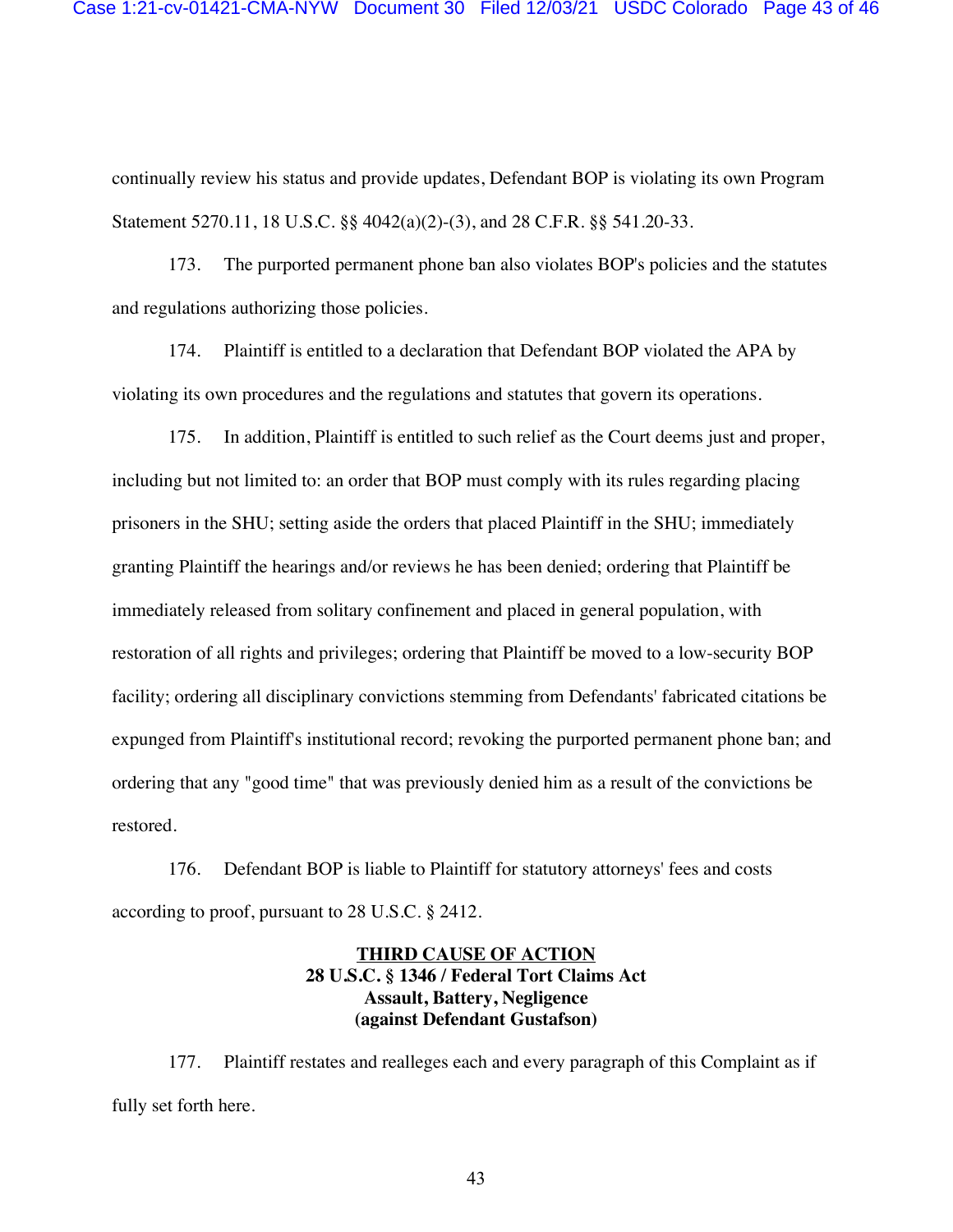continually review his status and provide updates, Defendant BOP is violating its own Program Statement 5270.11, 18 U.S.C. §§ 4042(a)(2)-(3), and 28 C.F.R. §§ 541.20-33.

173. The purported permanent phone ban also violates BOP's policies and the statutes and regulations authorizing those policies.

174. Plaintiff is entitled to a declaration that Defendant BOP violated the APA by violating its own procedures and the regulations and statutes that govern its operations.

175. In addition, Plaintiff is entitled to such relief as the Court deems just and proper, including but not limited to: an order that BOP must comply with its rules regarding placing prisoners in the SHU; setting aside the orders that placed Plaintiff in the SHU; immediately granting Plaintiff the hearings and/or reviews he has been denied; ordering that Plaintiff be immediately released from solitary confinement and placed in general population, with restoration of all rights and privileges; ordering that Plaintiff be moved to a low-security BOP facility; ordering all disciplinary convictions stemming from Defendants' fabricated citations be expunged from Plaintiff's institutional record; revoking the purported permanent phone ban; and ordering that any "good time" that was previously denied him as a result of the convictions be restored.

176. Defendant BOP is liable to Plaintiff for statutory attorneys' fees and costs according to proof, pursuant to 28 U.S.C. § 2412.

**THIRD CAUSE OF ACTION**
**28 U.S.C. § 1346 / Federal Tort Claims Act**
**Assault, Battery, Negligence**
**(against Defendant Gustafson)**

177. Plaintiff restates and realleges each and every paragraph of this Complaint as if fully set forth here.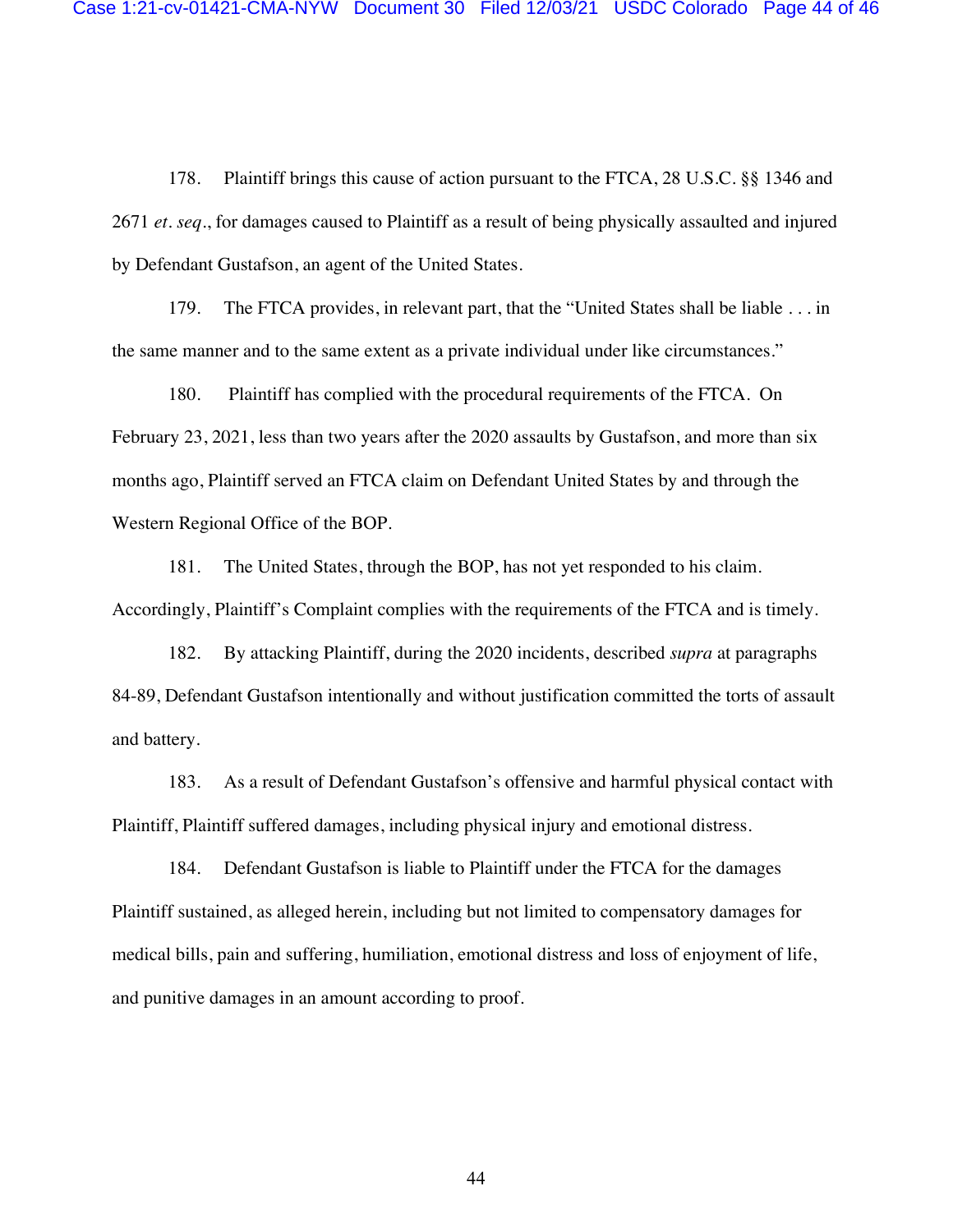178. Plaintiff brings this cause of action pursuant to the FTCA, 28 U.S.C. §§ 1346 and 2671 *et. seq*., for damages caused to Plaintiff as a result of being physically assaulted and injured by Defendant Gustafson, an agent of the United States.

179. The FTCA provides, in relevant part, that the "United States shall be liable . . . in the same manner and to the same extent as a private individual under like circumstances."

180. Plaintiff has complied with the procedural requirements of the FTCA. On February 23, 2021, less than two years after the 2020 assaults by Gustafson, and more than six months ago, Plaintiff served an FTCA claim on Defendant United States by and through the Western Regional Office of the BOP.

181. The United States, through the BOP, has not yet responded to his claim. Accordingly, Plaintiff's Complaint complies with the requirements of the FTCA and is timely.

182. By attacking Plaintiff, during the 2020 incidents, described *supra* at paragraphs 84-89, Defendant Gustafson intentionally and without justification committed the torts of assault and battery.

183. As a result of Defendant Gustafson's offensive and harmful physical contact with Plaintiff, Plaintiff suffered damages, including physical injury and emotional distress.

184. Defendant Gustafson is liable to Plaintiff under the FTCA for the damages Plaintiff sustained, as alleged herein, including but not limited to compensatory damages for medical bills, pain and suffering, humiliation, emotional distress and loss of enjoyment of life, and punitive damages in an amount according to proof.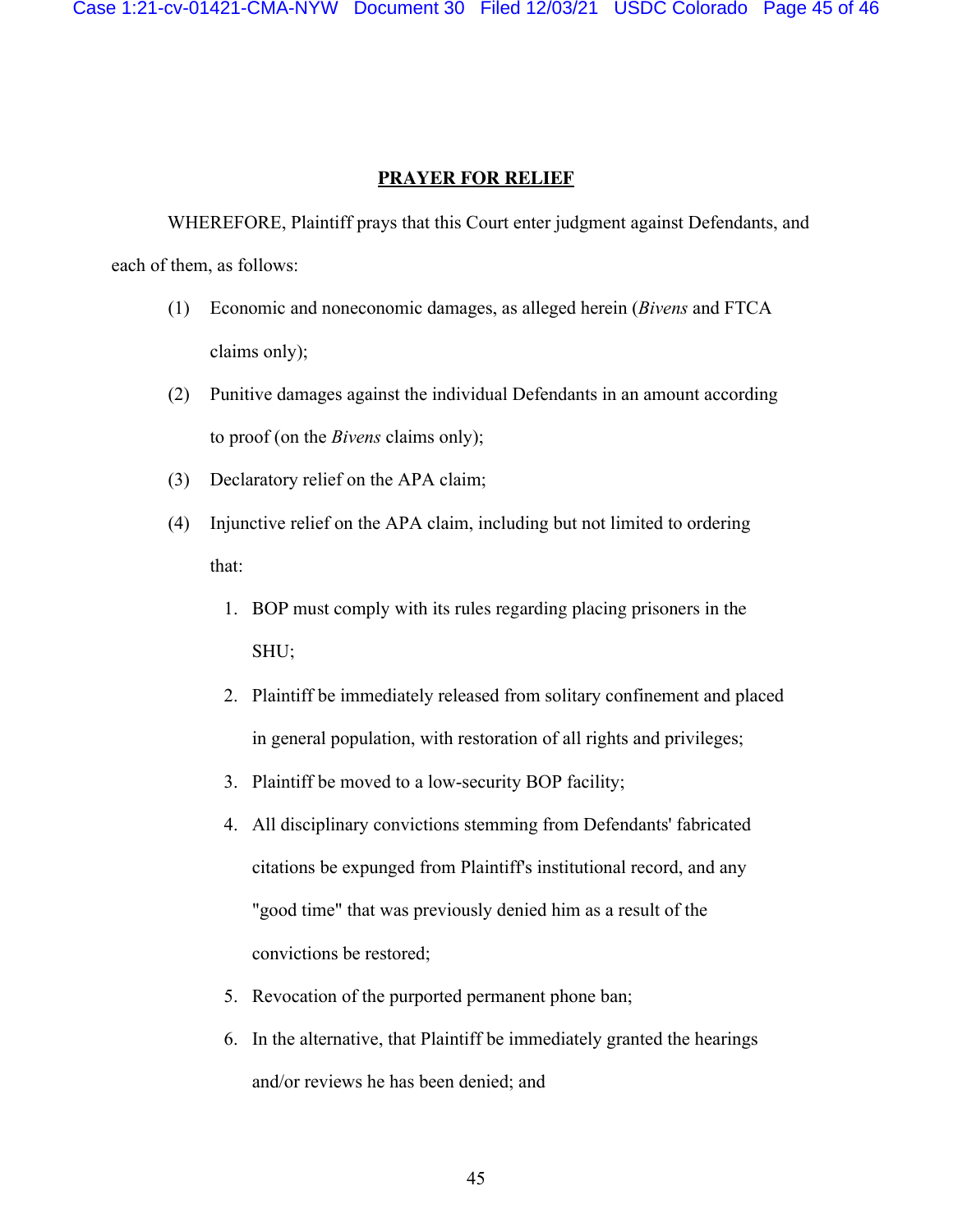## PRAYER FOR RELIEF

WHEREFORE, Plaintiff prays that this Court enter judgment against Defendants, and each of them, as follows:

(1) Economic and noneconomic damages, as alleged herein (*Bivens* and FTCA claims only);

(2) Punitive damages against the individual Defendants in an amount according to proof (on the *Bivens* claims only);

(3) Declaratory relief on the APA claim;

(4) Injunctive relief on the APA claim, including but not limited to ordering that:

1. BOP must comply with its rules regarding placing prisoners in the SHU;
2. Plaintiff be immediately released from solitary confinement and placed in general population, with restoration of all rights and privileges;
3. Plaintiff be moved to a low-security BOP facility;
4. All disciplinary convictions stemming from Defendants' fabricated citations be expunged from Plaintiff's institutional record, and any "good time" that was previously denied him as a result of the convictions be restored;
5. Revocation of the purported permanent phone ban;
6. In the alternative, that Plaintiff be immediately granted the hearings and/or reviews he has been denied; and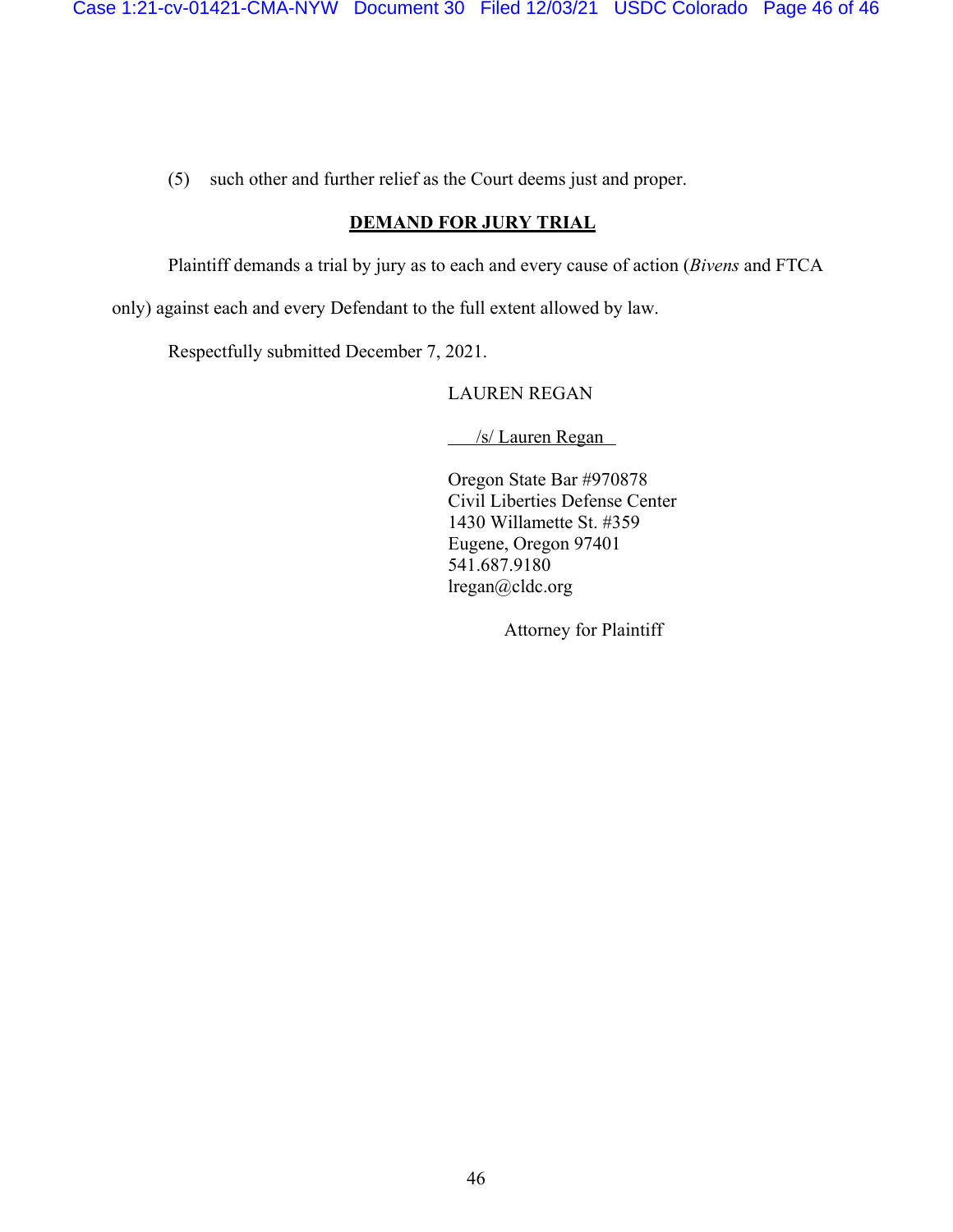(5) such other and further relief as the Court deems just and proper.

**DEMAND FOR JURY TRIAL**

Plaintiff demands a trial by jury as to each and every cause of action (*Bivens* and FTCA only) against each and every Defendant to the full extent allowed by law.

Respectfully submitted December 7, 2021.

LAUREN REGAN

/s/ Lauren Regan

Oregon State Bar #970878
Civil Liberties Defense Center
1430 Willamette St. #359
Eugene, Oregon 97401
541.687.9180
lregan@cldc.org

Attorney for Plaintiff